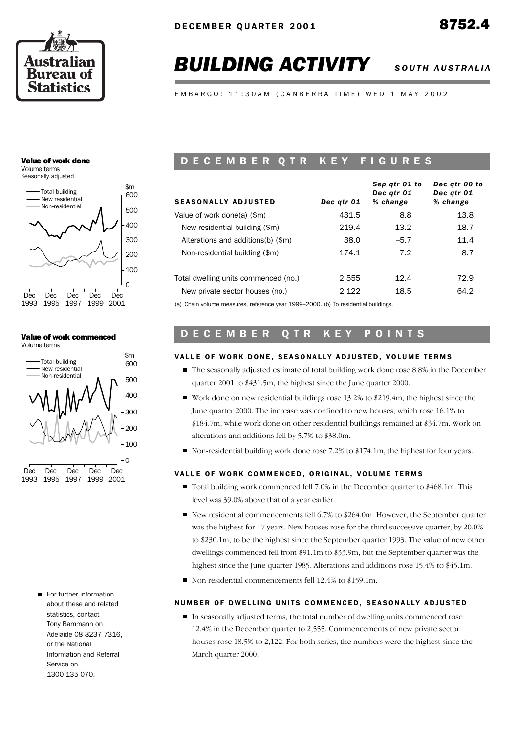DECEMBER QUARTER 2001

8752.4

# BUILDING ACTIVITY *SOUTH AUSTRALIA*

EMBARGO: 11:30AM (CANBERRA TIME) WED 1 MAY 2002

**Value of work done**
Volume terms
Seasonally adjusted

**Value of work commenced**
Volume terms

- For further information about these and related statistics, contact Tony Bammann on Adelaide 08 8237 7316, or the National Information and Referral Service on 1300 135 070.

## DECEMBER QTR KEY FIGURES

| SEASONALLY ADJUSTED | *Dec qtr 01* | *Sep qtr 01 to Dec qtr 01 % change* | *Dec qtr 00 to Dec qtr 01 % change* |
|---|---|---|---|
| Value of work done(a) ($m) | 431.5 | 8.8 | 13.8 |
| New residential building ($m) | 219.4 | 13.2 | 18.7 |
| Alterations and additions(b) ($m) | 38.0 | –5.7 | 11.4 |
| Non-residential building ($m) | 174.1 | 7.2 | 8.7 |
| Total dwelling units commenced (no.) | 2 555 | 12.4 | 72.9 |
| New private sector houses (no.) | 2 122 | 18.5 | 64.2 |

(a) Chain volume measures, reference year 1999–2000. (b) To residential buildings.

## DECEMBER QTR KEY POINTS

### VALUE OF WORK DONE, SEASONALLY ADJUSTED, VOLUME TERMS

- The seasonally adjusted estimate of total building work done rose 8.8% in the December quarter 2001 to $431.5m, the highest since the June quarter 2000.
- Work done on new residential buildings rose 13.2% to $219.4m, the highest since the June quarter 2000. The increase was confined to new houses, which rose 16.1% to $184.7m, while work done on other residential buildings remained at $34.7m. Work on alterations and additions fell by 5.7% to $38.0m.
- Non-residential building work done rose 7.2% to $174.1m, the highest for four years.

### VALUE OF WORK COMMENCED, ORIGINAL, VOLUME TERMS

- Total building work commenced fell 7.0% in the December quarter to $468.1m. This level was 39.0% above that of a year earlier.
- New residential commencements fell 6.7% to $264.0m. However, the September quarter was the highest for 17 years. New houses rose for the third successive quarter, by 20.0% to $230.1m, to be the highest since the September quarter 1993. The value of new other dwellings commenced fell from $91.1m to $33.9m, but the September quarter was the highest since the June quarter 1985. Alterations and additions rose 15.4% to $45.1m.
- Non-residential commencements fell 12.4% to $159.1m.

### NUMBER OF DWELLING UNITS COMMENCED, SEASONALLY ADJUSTED

- In seasonally adjusted terms, the total number of dwelling units commenced rose 12.4% in the December quarter to 2,555. Commencements of new private sector houses rose 18.5% to 2,122. For both series, the numbers were the highest since the March quarter 2000.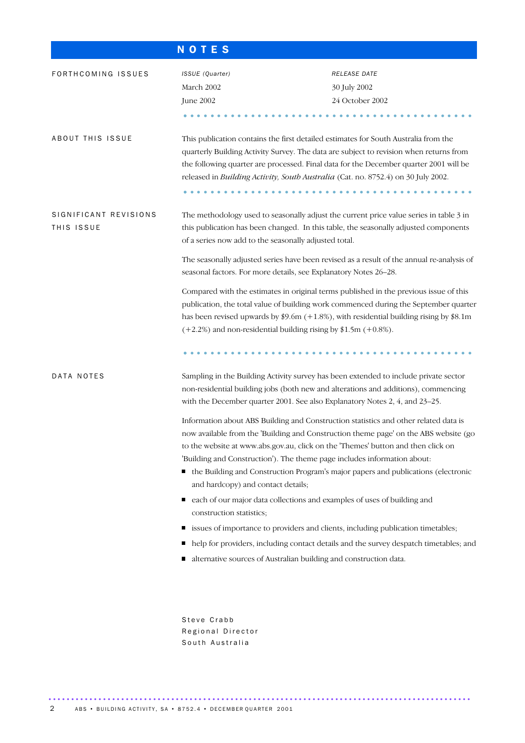# NOTES

## FORTHCOMING ISSUES

| ISSUE (Quarter) | RELEASE DATE |
|---|---|
| March 2002 | 30 July 2002 |
| June 2002 | 24 October 2002 |

## ABOUT THIS ISSUE

This publication contains the first detailed estimates for South Australia from the quarterly Building Activity Survey. The data are subject to revision when returns from the following quarter are processed. Final data for the December quarter 2001 will be released in *Building Activity, South Australia* (Cat. no. 8752.4) on 30 July 2002.

## SIGNIFICANT REVISIONS THIS ISSUE

The methodology used to seasonally adjust the current price value series in table 3 in this publication has been changed. In this table, the seasonally adjusted components of a series now add to the seasonally adjusted total.

The seasonally adjusted series have been revised as a result of the annual re-analysis of seasonal factors. For more details, see Explanatory Notes 26–28.

Compared with the estimates in original terms published in the previous issue of this publication, the total value of building work commenced during the September quarter has been revised upwards by $9.6m (+1.8%), with residential building rising by $8.1m (+2.2%) and non-residential building rising by $1.5m (+0.8%).

## DATA NOTES

Sampling in the Building Activity survey has been extended to include private sector non-residential building jobs (both new and alterations and additions), commencing with the December quarter 2001. See also Explanatory Notes 2, 4, and 23–25.

Information about ABS Building and Construction statistics and other related data is now available from the 'Building and Construction theme page' on the ABS website (go to the website at www.abs.gov.au, click on the 'Themes' button and then click on 'Building and Construction'). The theme page includes information about:

- the Building and Construction Program's major papers and publications (electronic and hardcopy) and contact details;
- each of our major data collections and examples of uses of building and construction statistics;
- issues of importance to providers and clients, including publication timetables;
- help for providers, including contact details and the survey despatch timetables; and
- alternative sources of Australian building and construction data.

Steve Crabb
Regional Director
South Australia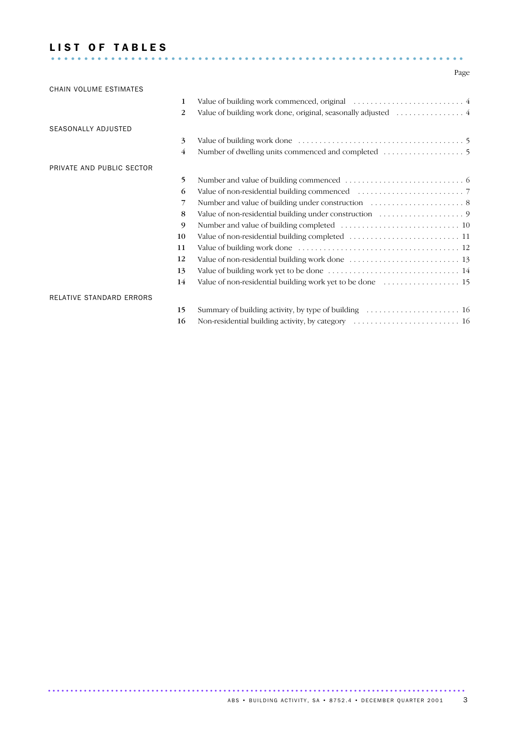# LIST OF TABLES

| | | | Page |
|---|---|---|---|
| CHAIN VOLUME ESTIMATES | | | |
| | 1 | Value of building work commenced, original | 4 |
| | 2 | Value of building work done, original, seasonally adjusted | 4 |
| SEASONALLY ADJUSTED | | | |
| | 3 | Value of building work done | 5 |
| | 4 | Number of dwelling units commenced and completed | 5 |
| PRIVATE AND PUBLIC SECTOR | | | |
| | 5 | Number and value of building commenced | 6 |
| | 6 | Value of non-residential building commenced | 7 |
| | 7 | Number and value of building under construction | 8 |
| | 8 | Value of non-residential building under construction | 9 |
| | 9 | Number and value of building completed | 10 |
| | 10 | Value of non-residential building completed | 11 |
| | 11 | Value of building work done | 12 |
| | 12 | Value of non-residential building work done | 13 |
| | 13 | Value of building work yet to be done | 14 |
| | 14 | Value of non-residential building work yet to be done | 15 |
| RELATIVE STANDARD ERRORS | | | |
| | 15 | Summary of building activity, by type of building | 16 |
| | 16 | Non-residential building activity, by category | 16 |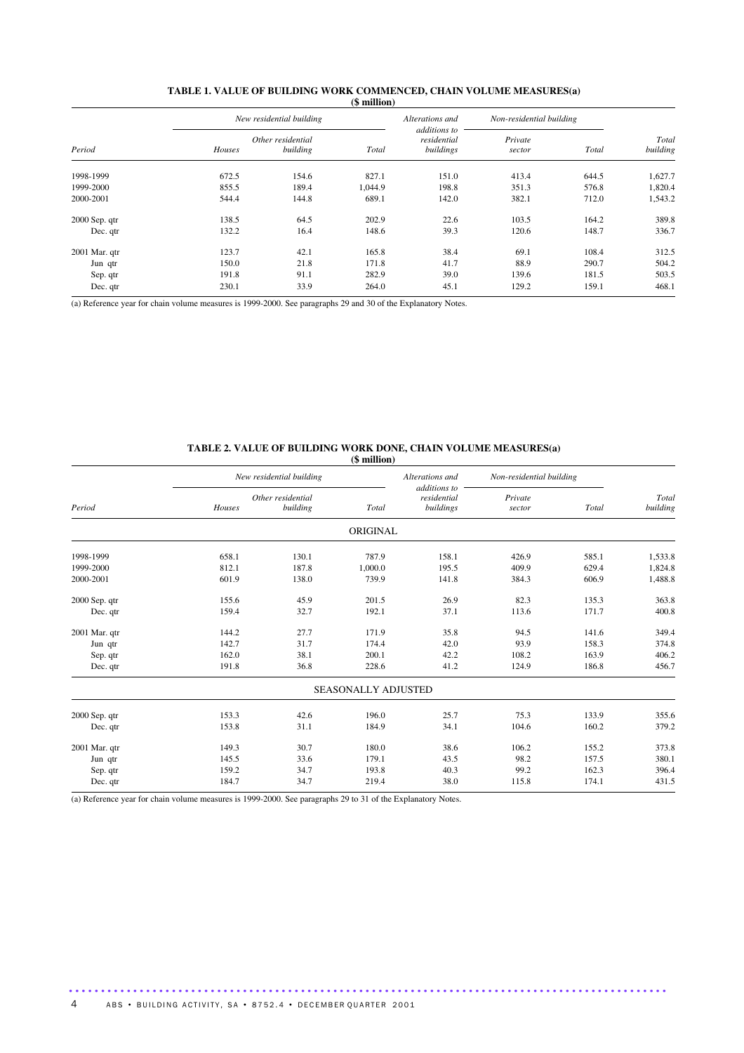**TABLE 1. VALUE OF BUILDING WORK COMMENCED, CHAIN VOLUME MEASURES(a)**
**($ million)**

| | New residential building | | | Alterations and additions to residential buildings | Non-residential building | | |
|---|---|---|---|---|---|---|---|
| *Period* | *Houses* | *Other residential building* | *Total* | | *Private sector* | *Total* | *Total building* |
| 1998-1999 | 672.5 | 154.6 | 827.1 | 151.0 | 413.4 | 644.5 | 1,627.7 |
| 1999-2000 | 855.5 | 189.4 | 1,044.9 | 198.8 | 351.3 | 576.8 | 1,820.4 |
| 2000-2001 | 544.4 | 144.8 | 689.1 | 142.0 | 382.1 | 712.0 | 1,543.2 |
| 2000 Sep. qtr | 138.5 | 64.5 | 202.9 | 22.6 | 103.5 | 164.2 | 389.8 |
| Dec. qtr | 132.2 | 16.4 | 148.6 | 39.3 | 120.6 | 148.7 | 336.7 |
| 2001 Mar. qtr | 123.7 | 42.1 | 165.8 | 38.4 | 69.1 | 108.4 | 312.5 |
| Jun qtr | 150.0 | 21.8 | 171.8 | 41.7 | 88.9 | 290.7 | 504.2 |
| Sep. qtr | 191.8 | 91.1 | 282.9 | 39.0 | 139.6 | 181.5 | 503.5 |
| Dec. qtr | 230.1 | 33.9 | 264.0 | 45.1 | 129.2 | 159.1 | 468.1 |

(a) Reference year for chain volume measures is 1999-2000. See paragraphs 29 and 30 of the Explanatory Notes.

**TABLE 2. VALUE OF BUILDING WORK DONE, CHAIN VOLUME MEASURES(a)**
**($ million)**

| | New residential building | | | Alterations and additions to residential buildings | Non-residential building | | |
|---|---|---|---|---|---|---|---|
| *Period* | *Houses* | *Other residential building* | *Total* | | *Private sector* | *Total* | *Total building* |
| | | | ORIGINAL | | | | |
| 1998-1999 | 658.1 | 130.1 | 787.9 | 158.1 | 426.9 | 585.1 | 1,533.8 |
| 1999-2000 | 812.1 | 187.8 | 1,000.0 | 195.5 | 409.9 | 629.4 | 1,824.8 |
| 2000-2001 | 601.9 | 138.0 | 739.9 | 141.8 | 384.3 | 606.9 | 1,488.8 |
| 2000 Sep. qtr | 155.6 | 45.9 | 201.5 | 26.9 | 82.3 | 135.3 | 363.8 |
| Dec. qtr | 159.4 | 32.7 | 192.1 | 37.1 | 113.6 | 171.7 | 400.8 |
| 2001 Mar. qtr | 144.2 | 27.7 | 171.9 | 35.8 | 94.5 | 141.6 | 349.4 |
| Jun qtr | 142.7 | 31.7 | 174.4 | 42.0 | 93.9 | 158.3 | 374.8 |
| Sep. qtr | 162.0 | 38.1 | 200.1 | 42.2 | 108.2 | 163.9 | 406.2 |
| Dec. qtr | 191.8 | 36.8 | 228.6 | 41.2 | 124.9 | 186.8 | 456.7 |
| | | | SEASONALLY ADJUSTED | | | | |
| 2000 Sep. qtr | 153.3 | 42.6 | 196.0 | 25.7 | 75.3 | 133.9 | 355.6 |
| Dec. qtr | 153.8 | 31.1 | 184.9 | 34.1 | 104.6 | 160.2 | 379.2 |
| 2001 Mar. qtr | 149.3 | 30.7 | 180.0 | 38.6 | 106.2 | 155.2 | 373.8 |
| Jun qtr | 145.5 | 33.6 | 179.1 | 43.5 | 98.2 | 157.5 | 380.1 |
| Sep. qtr | 159.2 | 34.7 | 193.8 | 40.3 | 99.2 | 162.3 | 396.4 |
| Dec. qtr | 184.7 | 34.7 | 219.4 | 38.0 | 115.8 | 174.1 | 431.5 |

(a) Reference year for chain volume measures is 1999-2000. See paragraphs 29 to 31 of the Explanatory Notes.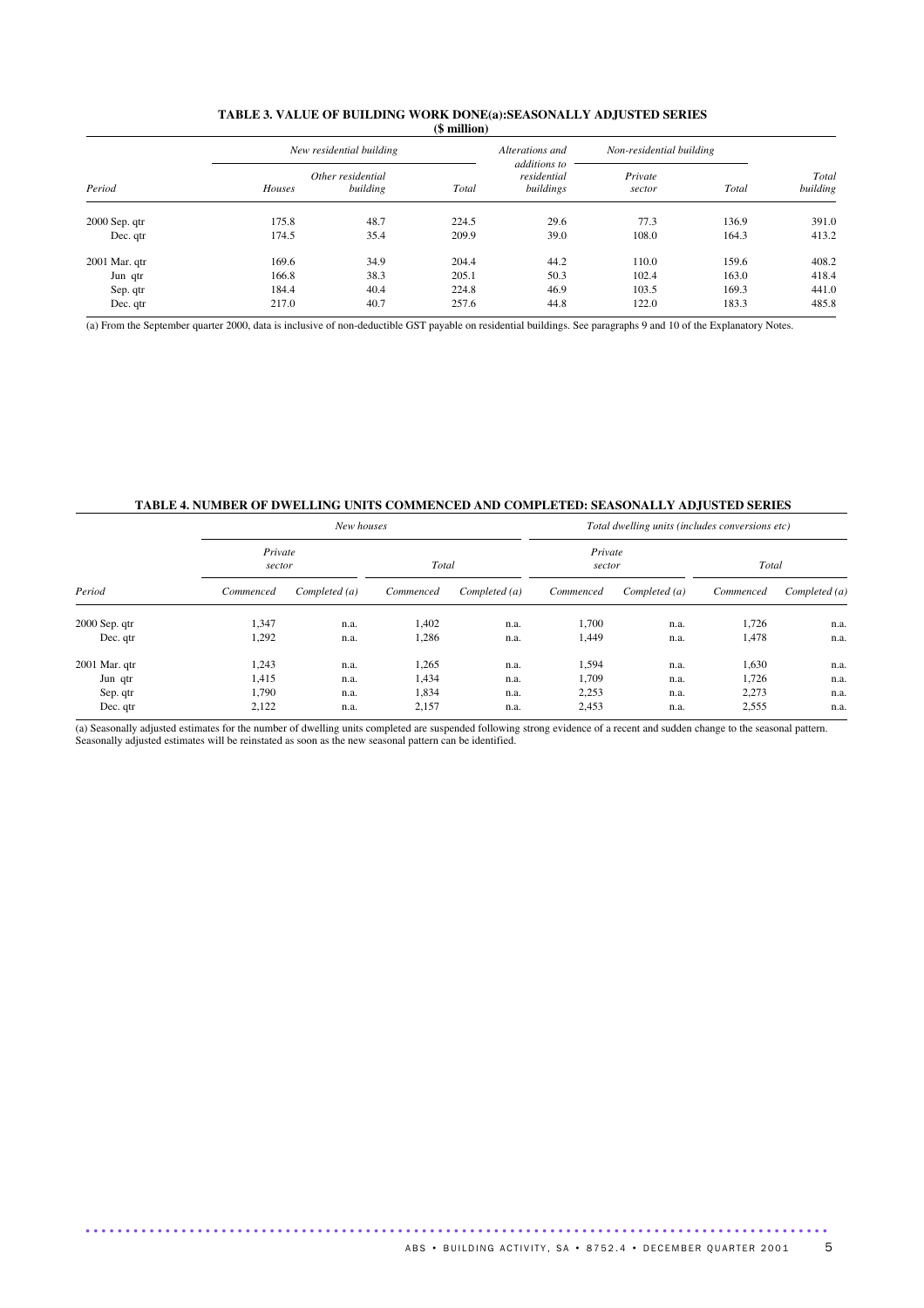## TABLE 3. VALUE OF BUILDING WORK DONE(a):SEASONALLY ADJUSTED SERIES

($ million)

| | New residential building | | | Alterations and additions to residential buildings | Non-residential building | | |
|---|---|---|---|---|---|---|---|
| *Period* | *Houses* | *Other residential building* | *Total* | | *Private sector* | *Total* | *Total building* |
| 2000 Sep. qtr | 175.8 | 48.7 | 224.5 | 29.6 | 77.3 | 136.9 | 391.0 |
| Dec. qtr | 174.5 | 35.4 | 209.9 | 39.0 | 108.0 | 164.3 | 413.2 |
| 2001 Mar. qtr | 169.6 | 34.9 | 204.4 | 44.2 | 110.0 | 159.6 | 408.2 |
| Jun qtr | 166.8 | 38.3 | 205.1 | 50.3 | 102.4 | 163.0 | 418.4 |
| Sep. qtr | 184.4 | 40.4 | 224.8 | 46.9 | 103.5 | 169.3 | 441.0 |
| Dec. qtr | 217.0 | 40.7 | 257.6 | 44.8 | 122.0 | 183.3 | 485.8 |

(a) From the September quarter 2000, data is inclusive of non-deductible GST payable on residential buildings. See paragraphs 9 and 10 of the Explanatory Notes.

## TABLE 4. NUMBER OF DWELLING UNITS COMMENCED AND COMPLETED: SEASONALLY ADJUSTED SERIES

| | New houses | | | | Total dwelling units (includes conversions etc) | | | |
|---|---|---|---|---|---|---|---|---|
| | Private sector | | Total | | Private sector | | Total | |
| *Period* | *Commenced* | *Completed (a)* | *Commenced* | *Completed (a)* | *Commenced* | *Completed (a)* | *Commenced* | *Completed (a)* |
| 2000 Sep. qtr | 1,347 | n.a. | 1,402 | n.a. | 1,700 | n.a. | 1,726 | n.a. |
| Dec. qtr | 1,292 | n.a. | 1,286 | n.a. | 1,449 | n.a. | 1,478 | n.a. |
| 2001 Mar. qtr | 1,243 | n.a. | 1,265 | n.a. | 1,594 | n.a. | 1,630 | n.a. |
| Jun qtr | 1,415 | n.a. | 1,434 | n.a. | 1,709 | n.a. | 1,726 | n.a. |
| Sep. qtr | 1,790 | n.a. | 1,834 | n.a. | 2,253 | n.a. | 2,273 | n.a. |
| Dec. qtr | 2,122 | n.a. | 2,157 | n.a. | 2,453 | n.a. | 2,555 | n.a. |

(a) Seasonally adjusted estimates for the number of dwelling units completed are suspended following strong evidence of a recent and sudden change to the seasonal pattern. Seasonally adjusted estimates will be reinstated as soon as the new seasonal pattern can be identified.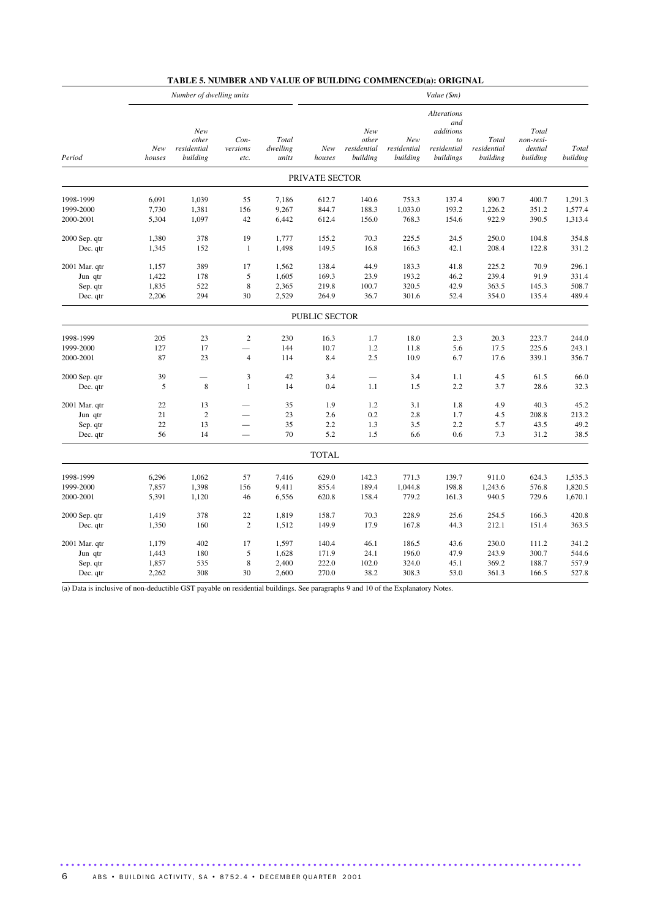## TABLE 5. NUMBER AND VALUE OF BUILDING COMMENCED(a): ORIGINAL

| | *Number of dwelling units* | | | | *Value ($m)* | | | | | | |
|---|---|---|---|---|---|---|---|---|---|---|---|
| *Period* | *New houses* | *New other residential building* | *Con-versions etc.* | *Total dwelling units* | *New houses* | *New other residential building* | *New residential building* | *Alterations and additions to residential buildings* | *Total residential building* | *Total non-resi-dential building* | *Total building* |
| | | | | | PRIVATE SECTOR | | | | | | |
| 1998-1999 | 6,091 | 1,039 | 55 | 7,186 | 612.7 | 140.6 | 753.3 | 137.4 | 890.7 | 400.7 | 1,291.3 |
| 1999-2000 | 7,730 | 1,381 | 156 | 9,267 | 844.7 | 188.3 | 1,033.0 | 193.2 | 1,226.2 | 351.2 | 1,577.4 |
| 2000-2001 | 5,304 | 1,097 | 42 | 6,442 | 612.4 | 156.0 | 768.3 | 154.6 | 922.9 | 390.5 | 1,313.4 |
| 2000 Sep. qtr | 1,380 | 378 | 19 | 1,777 | 155.2 | 70.3 | 225.5 | 24.5 | 250.0 | 104.8 | 354.8 |
| Dec. qtr | 1,345 | 152 | 1 | 1,498 | 149.5 | 16.8 | 166.3 | 42.1 | 208.4 | 122.8 | 331.2 |
| 2001 Mar. qtr | 1,157 | 389 | 17 | 1,562 | 138.4 | 44.9 | 183.3 | 41.8 | 225.2 | 70.9 | 296.1 |
| Jun qtr | 1,422 | 178 | 5 | 1,605 | 169.3 | 23.9 | 193.2 | 46.2 | 239.4 | 91.9 | 331.4 |
| Sep. qtr | 1,835 | 522 | 8 | 2,365 | 219.8 | 100.7 | 320.5 | 42.9 | 363.5 | 145.3 | 508.7 |
| Dec. qtr | 2,206 | 294 | 30 | 2,529 | 264.9 | 36.7 | 301.6 | 52.4 | 354.0 | 135.4 | 489.4 |
| | | | | | PUBLIC SECTOR | | | | | | |
| 1998-1999 | 205 | 23 | 2 | 230 | 16.3 | 1.7 | 18.0 | 2.3 | 20.3 | 223.7 | 244.0 |
| 1999-2000 | 127 | 17 | — | 144 | 10.7 | 1.2 | 11.8 | 5.6 | 17.5 | 225.6 | 243.1 |
| 2000-2001 | 87 | 23 | 4 | 114 | 8.4 | 2.5 | 10.9 | 6.7 | 17.6 | 339.1 | 356.7 |
| 2000 Sep. qtr | 39 | — | 3 | 42 | 3.4 | — | 3.4 | 1.1 | 4.5 | 61.5 | 66.0 |
| Dec. qtr | 5 | 8 | 1 | 14 | 0.4 | 1.1 | 1.5 | 2.2 | 3.7 | 28.6 | 32.3 |
| 2001 Mar. qtr | 22 | 13 | — | 35 | 1.9 | 1.2 | 3.1 | 1.8 | 4.9 | 40.3 | 45.2 |
| Jun qtr | 21 | 2 | — | 23 | 2.6 | 0.2 | 2.8 | 1.7 | 4.5 | 208.8 | 213.2 |
| Sep. qtr | 22 | 13 | — | 35 | 2.2 | 1.3 | 3.5 | 2.2 | 5.7 | 43.5 | 49.2 |
| Dec. qtr | 56 | 14 | — | 70 | 5.2 | 1.5 | 6.6 | 0.6 | 7.3 | 31.2 | 38.5 |
| | | | | | TOTAL | | | | | | |
| 1998-1999 | 6,296 | 1,062 | 57 | 7,416 | 629.0 | 142.3 | 771.3 | 139.7 | 911.0 | 624.3 | 1,535.3 |
| 1999-2000 | 7,857 | 1,398 | 156 | 9,411 | 855.4 | 189.4 | 1,044.8 | 198.8 | 1,243.6 | 576.8 | 1,820.5 |
| 2000-2001 | 5,391 | 1,120 | 46 | 6,556 | 620.8 | 158.4 | 779.2 | 161.3 | 940.5 | 729.6 | 1,670.1 |
| 2000 Sep. qtr | 1,419 | 378 | 22 | 1,819 | 158.7 | 70.3 | 228.9 | 25.6 | 254.5 | 166.3 | 420.8 |
| Dec. qtr | 1,350 | 160 | 2 | 1,512 | 149.9 | 17.9 | 167.8 | 44.3 | 212.1 | 151.4 | 363.5 |
| 2001 Mar. qtr | 1,179 | 402 | 17 | 1,597 | 140.4 | 46.1 | 186.5 | 43.6 | 230.0 | 111.2 | 341.2 |
| Jun qtr | 1,443 | 180 | 5 | 1,628 | 171.9 | 24.1 | 196.0 | 47.9 | 243.9 | 300.7 | 544.6 |
| Sep. qtr | 1,857 | 535 | 8 | 2,400 | 222.0 | 102.0 | 324.0 | 45.1 | 369.2 | 188.7 | 557.9 |
| Dec. qtr | 2,262 | 308 | 30 | 2,600 | 270.0 | 38.2 | 308.3 | 53.0 | 361.3 | 166.5 | 527.8 |

(a) Data is inclusive of non-deductible GST payable on residential buildings. See paragraphs 9 and 10 of the Explanatory Notes.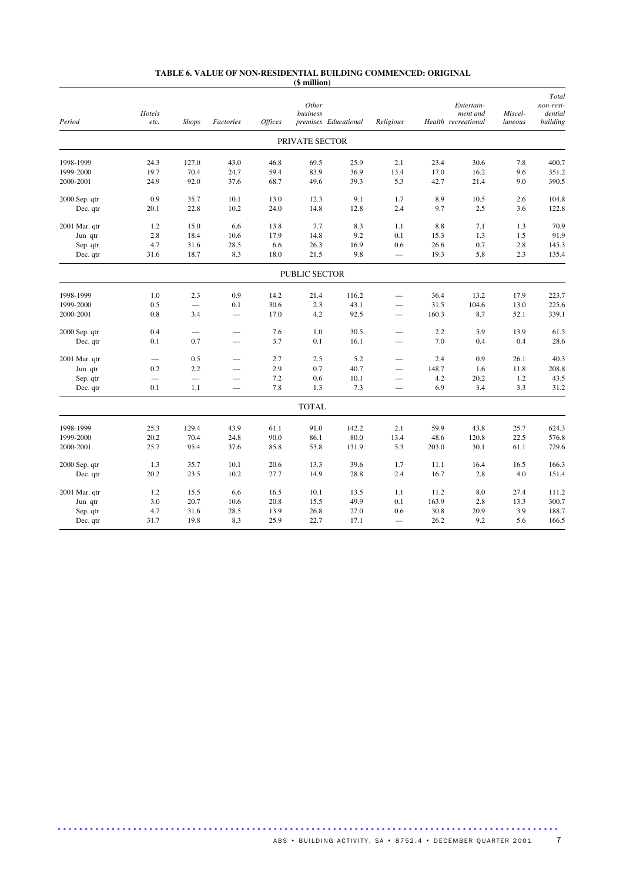# TABLE 6. VALUE OF NON-RESIDENTIAL BUILDING COMMENCED: ORIGINAL

($ million)

| Period | Hotels etc. | Shops | Factories | Offices | Other business premises | Educational | Religious | Health | Entertain-ment and recreational | Miscel-laneous | Total non-resi-dential building |
|---|---|---|---|---|---|---|---|---|---|---|---|
| **PRIVATE SECTOR** | | | | | | | | | | | |
| 1998-1999 | 24.3 | 127.0 | 43.0 | 46.8 | 69.5 | 25.9 | 2.1 | 23.4 | 30.6 | 7.8 | 400.7 |
| 1999-2000 | 19.7 | 70.4 | 24.7 | 59.4 | 83.9 | 36.9 | 13.4 | 17.0 | 16.2 | 9.6 | 351.2 |
| 2000-2001 | 24.9 | 92.0 | 37.6 | 68.7 | 49.6 | 39.3 | 5.3 | 42.7 | 21.4 | 9.0 | 390.5 |
| 2000 Sep. qtr | 0.9 | 35.7 | 10.1 | 13.0 | 12.3 | 9.1 | 1.7 | 8.9 | 10.5 | 2.6 | 104.8 |
| Dec. qtr | 20.1 | 22.8 | 10.2 | 24.0 | 14.8 | 12.8 | 2.4 | 9.7 | 2.5 | 3.6 | 122.8 |
| 2001 Mar. qtr | 1.2 | 15.0 | 6.6 | 13.8 | 7.7 | 8.3 | 1.1 | 8.8 | 7.1 | 1.3 | 70.9 |
| Jun qtr | 2.8 | 18.4 | 10.6 | 17.9 | 14.8 | 9.2 | 0.1 | 15.3 | 1.3 | 1.5 | 91.9 |
| Sep. qtr | 4.7 | 31.6 | 28.5 | 6.6 | 26.3 | 16.9 | 0.6 | 26.6 | 0.7 | 2.8 | 145.3 |
| Dec. qtr | 31.6 | 18.7 | 8.3 | 18.0 | 21.5 | 9.8 | — | 19.3 | 5.8 | 2.3 | 135.4 |
| **PUBLIC SECTOR** | | | | | | | | | | | |
| 1998-1999 | 1.0 | 2.3 | 0.9 | 14.2 | 21.4 | 116.2 | — | 36.4 | 13.2 | 17.9 | 223.7 |
| 1999-2000 | 0.5 | — | 0.1 | 30.6 | 2.3 | 43.1 | — | 31.5 | 104.6 | 13.0 | 225.6 |
| 2000-2001 | 0.8 | 3.4 | — | 17.0 | 4.2 | 92.5 | — | 160.3 | 8.7 | 52.1 | 339.1 |
| 2000 Sep. qtr | 0.4 | — | — | 7.6 | 1.0 | 30.5 | — | 2.2 | 5.9 | 13.9 | 61.5 |
| Dec. qtr | 0.1 | 0.7 | — | 3.7 | 0.1 | 16.1 | — | 7.0 | 0.4 | 0.4 | 28.6 |
| 2001 Mar. qtr | — | 0.5 | — | 2.7 | 2.5 | 5.2 | — | 2.4 | 0.9 | 26.1 | 40.3 |
| Jun qtr | 0.2 | 2.2 | — | 2.9 | 0.7 | 40.7 | — | 148.7 | 1.6 | 11.8 | 208.8 |
| Sep. qtr | — | — | — | 7.2 | 0.6 | 10.1 | — | 4.2 | 20.2 | 1.2 | 43.5 |
| Dec. qtr | 0.1 | 1.1 | — | 7.8 | 1.3 | 7.3 | — | 6.9 | 3.4 | 3.3 | 31.2 |
| **TOTAL** | | | | | | | | | | | |
| 1998-1999 | 25.3 | 129.4 | 43.9 | 61.1 | 91.0 | 142.2 | 2.1 | 59.9 | 43.8 | 25.7 | 624.3 |
| 1999-2000 | 20.2 | 70.4 | 24.8 | 90.0 | 86.1 | 80.0 | 13.4 | 48.6 | 120.8 | 22.5 | 576.8 |
| 2000-2001 | 25.7 | 95.4 | 37.6 | 85.8 | 53.8 | 131.9 | 5.3 | 203.0 | 30.1 | 61.1 | 729.6 |
| 2000 Sep. qtr | 1.3 | 35.7 | 10.1 | 20.6 | 13.3 | 39.6 | 1.7 | 11.1 | 16.4 | 16.5 | 166.3 |
| Dec. qtr | 20.2 | 23.5 | 10.2 | 27.7 | 14.9 | 28.8 | 2.4 | 16.7 | 2.8 | 4.0 | 151.4 |
| 2001 Mar. qtr | 1.2 | 15.5 | 6.6 | 16.5 | 10.1 | 13.5 | 1.1 | 11.2 | 8.0 | 27.4 | 111.2 |
| Jun qtr | 3.0 | 20.7 | 10.6 | 20.8 | 15.5 | 49.9 | 0.1 | 163.9 | 2.8 | 13.3 | 300.7 |
| Sep. qtr | 4.7 | 31.6 | 28.5 | 13.9 | 26.8 | 27.0 | 0.6 | 30.8 | 20.9 | 3.9 | 188.7 |
| Dec. qtr | 31.7 | 19.8 | 8.3 | 25.9 | 22.7 | 17.1 | — | 26.2 | 9.2 | 5.6 | 166.5 |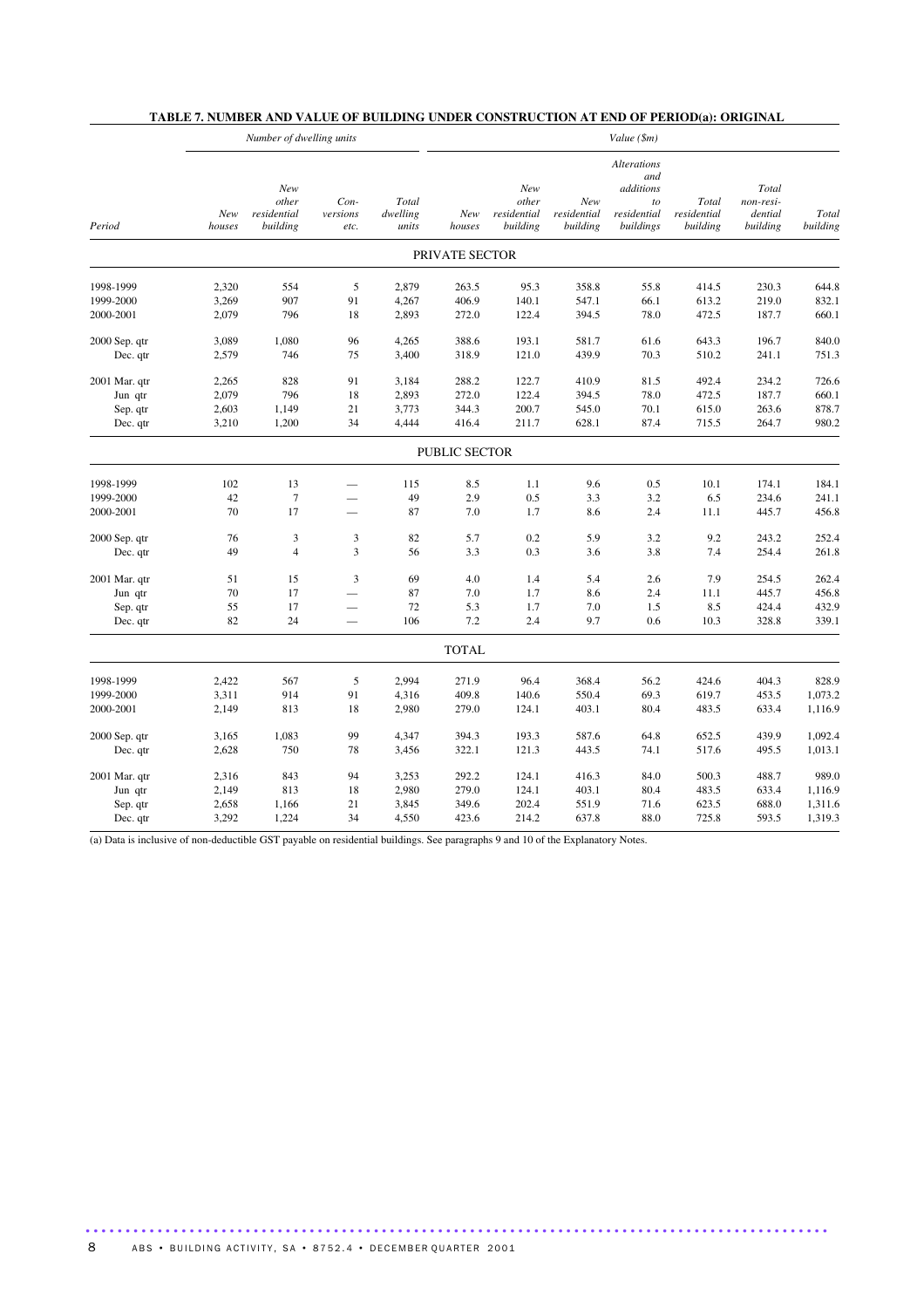### TABLE 7. NUMBER AND VALUE OF BUILDING UNDER CONSTRUCTION AT END OF PERIOD(a): ORIGINAL

| | *Number of dwelling units* | | | | *Value ($m)* | | | | | | |
|---|---|---|---|---|---|---|---|---|---|---|---|
| *Period* | *New houses* | *New other residential building* | *Con-versions etc.* | *Total dwelling units* | *New houses* | *New other residential building* | *New residential building* | *Alterations and additions to residential buildings* | *Total residential building* | *Total non-resi-dential building* | *Total building* |
| **PRIVATE SECTOR** | | | | | | | | | | | |
| 1998-1999 | 2,320 | 554 | 5 | 2,879 | 263.5 | 95.3 | 358.8 | 55.8 | 414.5 | 230.3 | 644.8 |
| 1999-2000 | 3,269 | 907 | 91 | 4,267 | 406.9 | 140.1 | 547.1 | 66.1 | 613.2 | 219.0 | 832.1 |
| 2000-2001 | 2,079 | 796 | 18 | 2,893 | 272.0 | 122.4 | 394.5 | 78.0 | 472.5 | 187.7 | 660.1 |
| 2000 Sep. qtr | 3,089 | 1,080 | 96 | 4,265 | 388.6 | 193.1 | 581.7 | 61.6 | 643.3 | 196.7 | 840.0 |
| Dec. qtr | 2,579 | 746 | 75 | 3,400 | 318.9 | 121.0 | 439.9 | 70.3 | 510.2 | 241.1 | 751.3 |
| 2001 Mar. qtr | 2,265 | 828 | 91 | 3,184 | 288.2 | 122.7 | 410.9 | 81.5 | 492.4 | 234.2 | 726.6 |
| Jun qtr | 2,079 | 796 | 18 | 2,893 | 272.0 | 122.4 | 394.5 | 78.0 | 472.5 | 187.7 | 660.1 |
| Sep. qtr | 2,603 | 1,149 | 21 | 3,773 | 344.3 | 200.7 | 545.0 | 70.1 | 615.0 | 263.6 | 878.7 |
| Dec. qtr | 3,210 | 1,200 | 34 | 4,444 | 416.4 | 211.7 | 628.1 | 87.4 | 715.5 | 264.7 | 980.2 |
| **PUBLIC SECTOR** | | | | | | | | | | | |
| 1998-1999 | 102 | 13 | — | 115 | 8.5 | 1.1 | 9.6 | 0.5 | 10.1 | 174.1 | 184.1 |
| 1999-2000 | 42 | 7 | — | 49 | 2.9 | 0.5 | 3.3 | 3.2 | 6.5 | 234.6 | 241.1 |
| 2000-2001 | 70 | 17 | — | 87 | 7.0 | 1.7 | 8.6 | 2.4 | 11.1 | 445.7 | 456.8 |
| 2000 Sep. qtr | 76 | 3 | 3 | 82 | 5.7 | 0.2 | 5.9 | 3.2 | 9.2 | 243.2 | 252.4 |
| Dec. qtr | 49 | 4 | 3 | 56 | 3.3 | 0.3 | 3.6 | 3.8 | 7.4 | 254.4 | 261.8 |
| 2001 Mar. qtr | 51 | 15 | 3 | 69 | 4.0 | 1.4 | 5.4 | 2.6 | 7.9 | 254.5 | 262.4 |
| Jun qtr | 70 | 17 | — | 87 | 7.0 | 1.7 | 8.6 | 2.4 | 11.1 | 445.7 | 456.8 |
| Sep. qtr | 55 | 17 | — | 72 | 5.3 | 1.7 | 7.0 | 1.5 | 8.5 | 424.4 | 432.9 |
| Dec. qtr | 82 | 24 | — | 106 | 7.2 | 2.4 | 9.7 | 0.6 | 10.3 | 328.8 | 339.1 |
| **TOTAL** | | | | | | | | | | | |
| 1998-1999 | 2,422 | 567 | 5 | 2,994 | 271.9 | 96.4 | 368.4 | 56.2 | 424.6 | 404.3 | 828.9 |
| 1999-2000 | 3,311 | 914 | 91 | 4,316 | 409.8 | 140.6 | 550.4 | 69.3 | 619.7 | 453.5 | 1,073.2 |
| 2000-2001 | 2,149 | 813 | 18 | 2,980 | 279.0 | 124.1 | 403.1 | 80.4 | 483.5 | 633.4 | 1,116.9 |
| 2000 Sep. qtr | 3,165 | 1,083 | 99 | 4,347 | 394.3 | 193.3 | 587.6 | 64.8 | 652.5 | 439.9 | 1,092.4 |
| Dec. qtr | 2,628 | 750 | 78 | 3,456 | 322.1 | 121.3 | 443.5 | 74.1 | 517.6 | 495.5 | 1,013.1 |
| 2001 Mar. qtr | 2,316 | 843 | 94 | 3,253 | 292.2 | 124.1 | 416.3 | 84.0 | 500.3 | 488.7 | 989.0 |
| Jun qtr | 2,149 | 813 | 18 | 2,980 | 279.0 | 124.1 | 403.1 | 80.4 | 483.5 | 633.4 | 1,116.9 |
| Sep. qtr | 2,658 | 1,166 | 21 | 3,845 | 349.6 | 202.4 | 551.9 | 71.6 | 623.5 | 688.0 | 1,311.6 |
| Dec. qtr | 3,292 | 1,224 | 34 | 4,550 | 423.6 | 214.2 | 637.8 | 88.0 | 725.8 | 593.5 | 1,319.3 |

(a) Data is inclusive of non-deductible GST payable on residential buildings. See paragraphs 9 and 10 of the Explanatory Notes.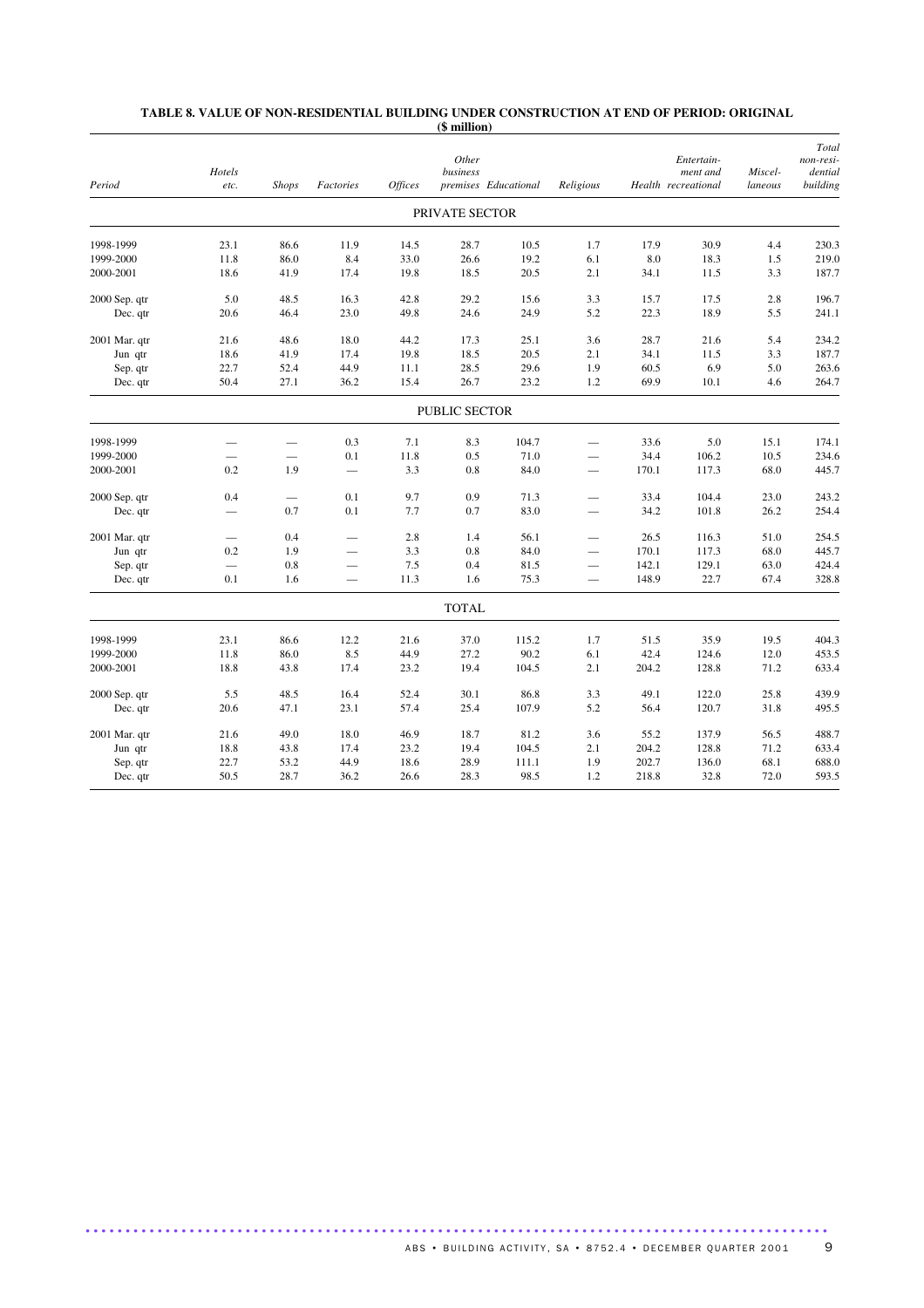**TABLE 8. VALUE OF NON-RESIDENTIAL BUILDING UNDER CONSTRUCTION AT END OF PERIOD: ORIGINAL**
**($ million)**

| *Period* | *Hotels etc.* | *Shops* | *Factories* | *Offices* | *Other business premises* | *Educational* | *Religious* | *Health* | *Entertain-ment and recreational* | *Miscel-laneous* | *Total non-resi-dential building* |
|---|---|---|---|---|---|---|---|---|---|---|---|
| | | | | | PRIVATE SECTOR | | | | | | |
| 1998-1999 | 23.1 | 86.6 | 11.9 | 14.5 | 28.7 | 10.5 | 1.7 | 17.9 | 30.9 | 4.4 | 230.3 |
| 1999-2000 | 11.8 | 86.0 | 8.4 | 33.0 | 26.6 | 19.2 | 6.1 | 8.0 | 18.3 | 1.5 | 219.0 |
| 2000-2001 | 18.6 | 41.9 | 17.4 | 19.8 | 18.5 | 20.5 | 2.1 | 34.1 | 11.5 | 3.3 | 187.7 |
| 2000 Sep. qtr | 5.0 | 48.5 | 16.3 | 42.8 | 29.2 | 15.6 | 3.3 | 15.7 | 17.5 | 2.8 | 196.7 |
| Dec. qtr | 20.6 | 46.4 | 23.0 | 49.8 | 24.6 | 24.9 | 5.2 | 22.3 | 18.9 | 5.5 | 241.1 |
| 2001 Mar. qtr | 21.6 | 48.6 | 18.0 | 44.2 | 17.3 | 25.1 | 3.6 | 28.7 | 21.6 | 5.4 | 234.2 |
| Jun qtr | 18.6 | 41.9 | 17.4 | 19.8 | 18.5 | 20.5 | 2.1 | 34.1 | 11.5 | 3.3 | 187.7 |
| Sep. qtr | 22.7 | 52.4 | 44.9 | 11.1 | 28.5 | 29.6 | 1.9 | 60.5 | 6.9 | 5.0 | 263.6 |
| Dec. qtr | 50.4 | 27.1 | 36.2 | 15.4 | 26.7 | 23.2 | 1.2 | 69.9 | 10.1 | 4.6 | 264.7 |
| | | | | | PUBLIC SECTOR | | | | | | |
| 1998-1999 | — | — | 0.3 | 7.1 | 8.3 | 104.7 | — | 33.6 | 5.0 | 15.1 | 174.1 |
| 1999-2000 | — | — | 0.1 | 11.8 | 0.5 | 71.0 | — | 34.4 | 106.2 | 10.5 | 234.6 |
| 2000-2001 | 0.2 | 1.9 | — | 3.3 | 0.8 | 84.0 | — | 170.1 | 117.3 | 68.0 | 445.7 |
| 2000 Sep. qtr | 0.4 | — | 0.1 | 9.7 | 0.9 | 71.3 | — | 33.4 | 104.4 | 23.0 | 243.2 |
| Dec. qtr | — | 0.7 | 0.1 | 7.7 | 0.7 | 83.0 | — | 34.2 | 101.8 | 26.2 | 254.4 |
| 2001 Mar. qtr | — | 0.4 | — | 2.8 | 1.4 | 56.1 | — | 26.5 | 116.3 | 51.0 | 254.5 |
| Jun qtr | 0.2 | 1.9 | — | 3.3 | 0.8 | 84.0 | — | 170.1 | 117.3 | 68.0 | 445.7 |
| Sep. qtr | — | 0.8 | — | 7.5 | 0.4 | 81.5 | — | 142.1 | 129.1 | 63.0 | 424.4 |
| Dec. qtr | 0.1 | 1.6 | — | 11.3 | 1.6 | 75.3 | — | 148.9 | 22.7 | 67.4 | 328.8 |
| | | | | | TOTAL | | | | | | |
| 1998-1999 | 23.1 | 86.6 | 12.2 | 21.6 | 37.0 | 115.2 | 1.7 | 51.5 | 35.9 | 19.5 | 404.3 |
| 1999-2000 | 11.8 | 86.0 | 8.5 | 44.9 | 27.2 | 90.2 | 6.1 | 42.4 | 124.6 | 12.0 | 453.5 |
| 2000-2001 | 18.8 | 43.8 | 17.4 | 23.2 | 19.4 | 104.5 | 2.1 | 204.2 | 128.8 | 71.2 | 633.4 |
| 2000 Sep. qtr | 5.5 | 48.5 | 16.4 | 52.4 | 30.1 | 86.8 | 3.3 | 49.1 | 122.0 | 25.8 | 439.9 |
| Dec. qtr | 20.6 | 47.1 | 23.1 | 57.4 | 25.4 | 107.9 | 5.2 | 56.4 | 120.7 | 31.8 | 495.5 |
| 2001 Mar. qtr | 21.6 | 49.0 | 18.0 | 46.9 | 18.7 | 81.2 | 3.6 | 55.2 | 137.9 | 56.5 | 488.7 |
| Jun qtr | 18.8 | 43.8 | 17.4 | 23.2 | 19.4 | 104.5 | 2.1 | 204.2 | 128.8 | 71.2 | 633.4 |
| Sep. qtr | 22.7 | 53.2 | 44.9 | 18.6 | 28.9 | 111.1 | 1.9 | 202.7 | 136.0 | 68.1 | 688.0 |
| Dec. qtr | 50.5 | 28.7 | 36.2 | 26.6 | 28.3 | 98.5 | 1.2 | 218.8 | 32.8 | 72.0 | 593.5 |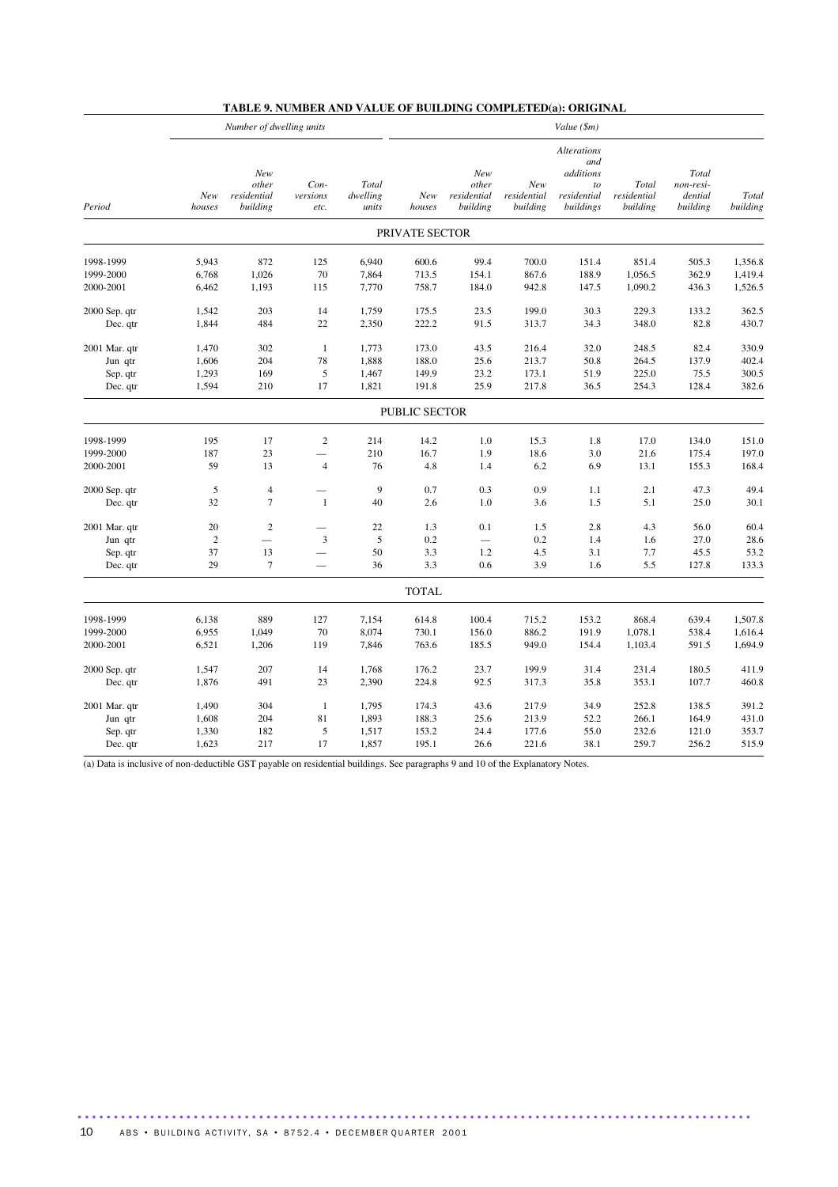# TABLE 9. NUMBER AND VALUE OF BUILDING COMPLETED(a): ORIGINAL

| | *Number of dwelling units* | | | | *Value ($m)* | | | | | | |
|---|---|---|---|---|---|---|---|---|---|---|---|
| *Period* | *New houses* | *New other residential building* | *Con-versions etc.* | *Total dwelling units* | *New houses* | *New other residential building* | *New residential building* | *Alterations and additions to residential buildings* | *Total residential building* | *Total non-resi-dential building* | *Total building* |
| | | | | | PRIVATE SECTOR | | | | | | |
| 1998-1999 | 5,943 | 872 | 125 | 6,940 | 600.6 | 99.4 | 700.0 | 151.4 | 851.4 | 505.3 | 1,356.8 |
| 1999-2000 | 6,768 | 1,026 | 70 | 7,864 | 713.5 | 154.1 | 867.6 | 188.9 | 1,056.5 | 362.9 | 1,419.4 |
| 2000-2001 | 6,462 | 1,193 | 115 | 7,770 | 758.7 | 184.0 | 942.8 | 147.5 | 1,090.2 | 436.3 | 1,526.5 |
| 2000 Sep. qtr | 1,542 | 203 | 14 | 1,759 | 175.5 | 23.5 | 199.0 | 30.3 | 229.3 | 133.2 | 362.5 |
| Dec. qtr | 1,844 | 484 | 22 | 2,350 | 222.2 | 91.5 | 313.7 | 34.3 | 348.0 | 82.8 | 430.7 |
| 2001 Mar. qtr | 1,470 | 302 | 1 | 1,773 | 173.0 | 43.5 | 216.4 | 32.0 | 248.5 | 82.4 | 330.9 |
| Jun qtr | 1,606 | 204 | 78 | 1,888 | 188.0 | 25.6 | 213.7 | 50.8 | 264.5 | 137.9 | 402.4 |
| Sep. qtr | 1,293 | 169 | 5 | 1,467 | 149.9 | 23.2 | 173.1 | 51.9 | 225.0 | 75.5 | 300.5 |
| Dec. qtr | 1,594 | 210 | 17 | 1,821 | 191.8 | 25.9 | 217.8 | 36.5 | 254.3 | 128.4 | 382.6 |
| | | | | | PUBLIC SECTOR | | | | | | |
| 1998-1999 | 195 | 17 | 2 | 214 | 14.2 | 1.0 | 15.3 | 1.8 | 17.0 | 134.0 | 151.0 |
| 1999-2000 | 187 | 23 | — | 210 | 16.7 | 1.9 | 18.6 | 3.0 | 21.6 | 175.4 | 197.0 |
| 2000-2001 | 59 | 13 | 4 | 76 | 4.8 | 1.4 | 6.2 | 6.9 | 13.1 | 155.3 | 168.4 |
| 2000 Sep. qtr | 5 | 4 | — | 9 | 0.7 | 0.3 | 0.9 | 1.1 | 2.1 | 47.3 | 49.4 |
| Dec. qtr | 32 | 7 | 1 | 40 | 2.6 | 1.0 | 3.6 | 1.5 | 5.1 | 25.0 | 30.1 |
| 2001 Mar. qtr | 20 | 2 | — | 22 | 1.3 | 0.1 | 1.5 | 2.8 | 4.3 | 56.0 | 60.4 |
| Jun qtr | 2 | — | 3 | 5 | 0.2 | — | 0.2 | 1.4 | 1.6 | 27.0 | 28.6 |
| Sep. qtr | 37 | 13 | — | 50 | 3.3 | 1.2 | 4.5 | 3.1 | 7.7 | 45.5 | 53.2 |
| Dec. qtr | 29 | 7 | — | 36 | 3.3 | 0.6 | 3.9 | 1.6 | 5.5 | 127.8 | 133.3 |
| | | | | | TOTAL | | | | | | |
| 1998-1999 | 6,138 | 889 | 127 | 7,154 | 614.8 | 100.4 | 715.2 | 153.2 | 868.4 | 639.4 | 1,507.8 |
| 1999-2000 | 6,955 | 1,049 | 70 | 8,074 | 730.1 | 156.0 | 886.2 | 191.9 | 1,078.1 | 538.4 | 1,616.4 |
| 2000-2001 | 6,521 | 1,206 | 119 | 7,846 | 763.6 | 185.5 | 949.0 | 154.4 | 1,103.4 | 591.5 | 1,694.9 |
| 2000 Sep. qtr | 1,547 | 207 | 14 | 1,768 | 176.2 | 23.7 | 199.9 | 31.4 | 231.4 | 180.5 | 411.9 |
| Dec. qtr | 1,876 | 491 | 23 | 2,390 | 224.8 | 92.5 | 317.3 | 35.8 | 353.1 | 107.7 | 460.8 |
| 2001 Mar. qtr | 1,490 | 304 | 1 | 1,795 | 174.3 | 43.6 | 217.9 | 34.9 | 252.8 | 138.5 | 391.2 |
| Jun qtr | 1,608 | 204 | 81 | 1,893 | 188.3 | 25.6 | 213.9 | 52.2 | 266.1 | 164.9 | 431.0 |
| Sep. qtr | 1,330 | 182 | 5 | 1,517 | 153.2 | 24.4 | 177.6 | 55.0 | 232.6 | 121.0 | 353.7 |
| Dec. qtr | 1,623 | 217 | 17 | 1,857 | 195.1 | 26.6 | 221.6 | 38.1 | 259.7 | 256.2 | 515.9 |

(a) Data is inclusive of non-deductible GST payable on residential buildings. See paragraphs 9 and 10 of the Explanatory Notes.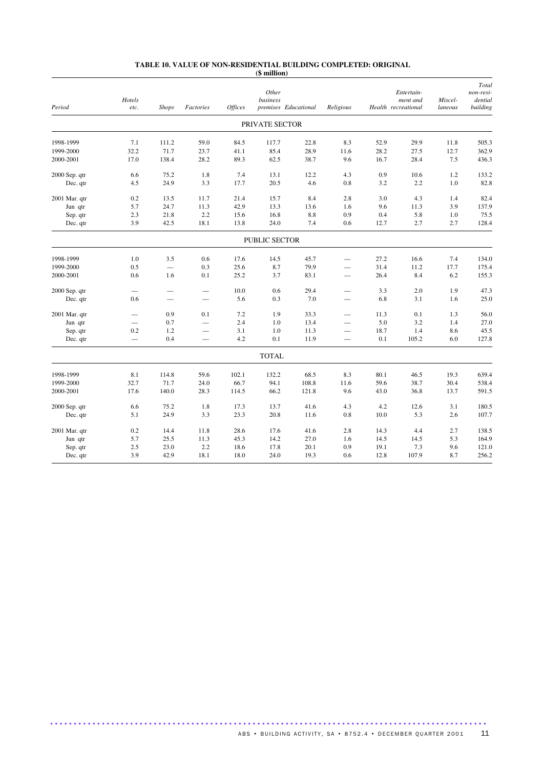# TABLE 10. VALUE OF NON-RESIDENTIAL BUILDING COMPLETED: ORIGINAL

**($ million)**

| Period | Hotels etc. | Shops | Factories | Offices | Other business premises | Educational | Religious | Health | Entertain-ment and recreational | Miscel-laneous | Total non-resi-dential building |
|---|---|---|---|---|---|---|---|---|---|---|---|
| **PRIVATE SECTOR** | | | | | | | | | | | |
| 1998-1999 | 7.1 | 111.2 | 59.0 | 84.5 | 117.7 | 22.8 | 8.3 | 52.9 | 29.9 | 11.8 | 505.3 |
| 1999-2000 | 32.2 | 71.7 | 23.7 | 41.1 | 85.4 | 28.9 | 11.6 | 28.2 | 27.5 | 12.7 | 362.9 |
| 2000-2001 | 17.0 | 138.4 | 28.2 | 89.3 | 62.5 | 38.7 | 9.6 | 16.7 | 28.4 | 7.5 | 436.3 |
| 2000 Sep. qtr | 6.6 | 75.2 | 1.8 | 7.4 | 13.1 | 12.2 | 4.3 | 0.9 | 10.6 | 1.2 | 133.2 |
| Dec. qtr | 4.5 | 24.9 | 3.3 | 17.7 | 20.5 | 4.6 | 0.8 | 3.2 | 2.2 | 1.0 | 82.8 |
| 2001 Mar. qtr | 0.2 | 13.5 | 11.7 | 21.4 | 15.7 | 8.4 | 2.8 | 3.0 | 4.3 | 1.4 | 82.4 |
| Jun qtr | 5.7 | 24.7 | 11.3 | 42.9 | 13.3 | 13.6 | 1.6 | 9.6 | 11.3 | 3.9 | 137.9 |
| Sep. qtr | 2.3 | 21.8 | 2.2 | 15.6 | 16.8 | 8.8 | 0.9 | 0.4 | 5.8 | 1.0 | 75.5 |
| Dec. qtr | 3.9 | 42.5 | 18.1 | 13.8 | 24.0 | 7.4 | 0.6 | 12.7 | 2.7 | 2.7 | 128.4 |
| **PUBLIC SECTOR** | | | | | | | | | | | |
| 1998-1999 | 1.0 | 3.5 | 0.6 | 17.6 | 14.5 | 45.7 | — | 27.2 | 16.6 | 7.4 | 134.0 |
| 1999-2000 | 0.5 | — | 0.3 | 25.6 | 8.7 | 79.9 | — | 31.4 | 11.2 | 17.7 | 175.4 |
| 2000-2001 | 0.6 | 1.6 | 0.1 | 25.2 | 3.7 | 83.1 | — | 26.4 | 8.4 | 6.2 | 155.3 |
| 2000 Sep. qtr | — | — | — | 10.0 | 0.6 | 29.4 | — | 3.3 | 2.0 | 1.9 | 47.3 |
| Dec. qtr | 0.6 | — | — | 5.6 | 0.3 | 7.0 | — | 6.8 | 3.1 | 1.6 | 25.0 |
| 2001 Mar. qtr | — | 0.9 | 0.1 | 7.2 | 1.9 | 33.3 | — | 11.3 | 0.1 | 1.3 | 56.0 |
| Jun qtr | — | 0.7 | — | 2.4 | 1.0 | 13.4 | — | 5.0 | 3.2 | 1.4 | 27.0 |
| Sep. qtr | 0.2 | 1.2 | — | 3.1 | 1.0 | 11.3 | — | 18.7 | 1.4 | 8.6 | 45.5 |
| Dec. qtr | — | 0.4 | — | 4.2 | 0.1 | 11.9 | — | 0.1 | 105.2 | 6.0 | 127.8 |
| **TOTAL** | | | | | | | | | | | |
| 1998-1999 | 8.1 | 114.8 | 59.6 | 102.1 | 132.2 | 68.5 | 8.3 | 80.1 | 46.5 | 19.3 | 639.4 |
| 1999-2000 | 32.7 | 71.7 | 24.0 | 66.7 | 94.1 | 108.8 | 11.6 | 59.6 | 38.7 | 30.4 | 538.4 |
| 2000-2001 | 17.6 | 140.0 | 28.3 | 114.5 | 66.2 | 121.8 | 9.6 | 43.0 | 36.8 | 13.7 | 591.5 |
| 2000 Sep. qtr | 6.6 | 75.2 | 1.8 | 17.3 | 13.7 | 41.6 | 4.3 | 4.2 | 12.6 | 3.1 | 180.5 |
| Dec. qtr | 5.1 | 24.9 | 3.3 | 23.3 | 20.8 | 11.6 | 0.8 | 10.0 | 5.3 | 2.6 | 107.7 |
| 2001 Mar. qtr | 0.2 | 14.4 | 11.8 | 28.6 | 17.6 | 41.6 | 2.8 | 14.3 | 4.4 | 2.7 | 138.5 |
| Jun qtr | 5.7 | 25.5 | 11.3 | 45.3 | 14.2 | 27.0 | 1.6 | 14.5 | 14.5 | 5.3 | 164.9 |
| Sep. qtr | 2.5 | 23.0 | 2.2 | 18.6 | 17.8 | 20.1 | 0.9 | 19.1 | 7.3 | 9.6 | 121.0 |
| Dec. qtr | 3.9 | 42.9 | 18.1 | 18.0 | 24.0 | 19.3 | 0.6 | 12.8 | 107.9 | 8.7 | 256.2 |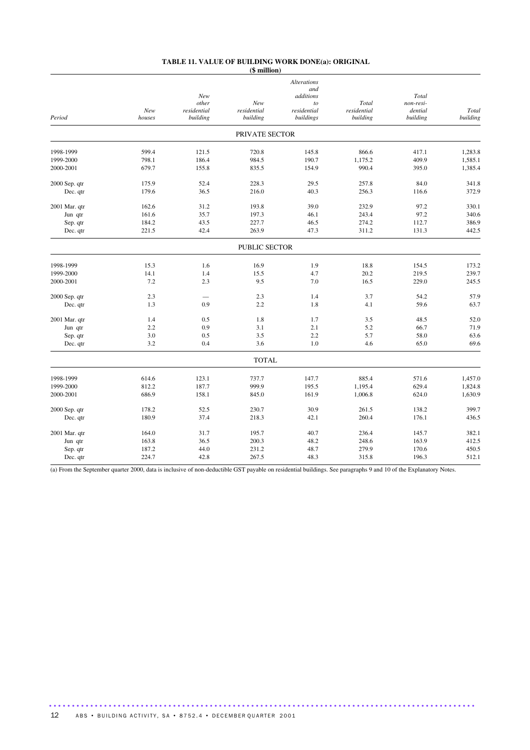# TABLE 11. VALUE OF BUILDING WORK DONE(a): ORIGINAL

($ million)

| Period | *New houses* | *New other residential building* | *New residential building* | *Alterations and additions to residential buildings* | *Total residential building* | *Total non-residential building* | *Total building* |
|---|---|---|---|---|---|---|---|
| | | | PRIVATE SECTOR | | | | |
| 1998-1999 | 599.4 | 121.5 | 720.8 | 145.8 | 866.6 | 417.1 | 1,283.8 |
| 1999-2000 | 798.1 | 186.4 | 984.5 | 190.7 | 1,175.2 | 409.9 | 1,585.1 |
| 2000-2001 | 679.7 | 155.8 | 835.5 | 154.9 | 990.4 | 395.0 | 1,385.4 |
| 2000 Sep. qtr | 175.9 | 52.4 | 228.3 | 29.5 | 257.8 | 84.0 | 341.8 |
| Dec. qtr | 179.6 | 36.5 | 216.0 | 40.3 | 256.3 | 116.6 | 372.9 |
| 2001 Mar. qtr | 162.6 | 31.2 | 193.8 | 39.0 | 232.9 | 97.2 | 330.1 |
| Jun qtr | 161.6 | 35.7 | 197.3 | 46.1 | 243.4 | 97.2 | 340.6 |
| Sep. qtr | 184.2 | 43.5 | 227.7 | 46.5 | 274.2 | 112.7 | 386.9 |
| Dec. qtr | 221.5 | 42.4 | 263.9 | 47.3 | 311.2 | 131.3 | 442.5 |
| | | | PUBLIC SECTOR | | | | |
| 1998-1999 | 15.3 | 1.6 | 16.9 | 1.9 | 18.8 | 154.5 | 173.2 |
| 1999-2000 | 14.1 | 1.4 | 15.5 | 4.7 | 20.2 | 219.5 | 239.7 |
| 2000-2001 | 7.2 | 2.3 | 9.5 | 7.0 | 16.5 | 229.0 | 245.5 |
| 2000 Sep. qtr | 2.3 | — | 2.3 | 1.4 | 3.7 | 54.2 | 57.9 |
| Dec. qtr | 1.3 | 0.9 | 2.2 | 1.8 | 4.1 | 59.6 | 63.7 |
| 2001 Mar. qtr | 1.4 | 0.5 | 1.8 | 1.7 | 3.5 | 48.5 | 52.0 |
| Jun qtr | 2.2 | 0.9 | 3.1 | 2.1 | 5.2 | 66.7 | 71.9 |
| Sep. qtr | 3.0 | 0.5 | 3.5 | 2.2 | 5.7 | 58.0 | 63.6 |
| Dec. qtr | 3.2 | 0.4 | 3.6 | 1.0 | 4.6 | 65.0 | 69.6 |
| | | | TOTAL | | | | |
| 1998-1999 | 614.6 | 123.1 | 737.7 | 147.7 | 885.4 | 571.6 | 1,457.0 |
| 1999-2000 | 812.2 | 187.7 | 999.9 | 195.5 | 1,195.4 | 629.4 | 1,824.8 |
| 2000-2001 | 686.9 | 158.1 | 845.0 | 161.9 | 1,006.8 | 624.0 | 1,630.9 |
| 2000 Sep. qtr | 178.2 | 52.5 | 230.7 | 30.9 | 261.5 | 138.2 | 399.7 |
| Dec. qtr | 180.9 | 37.4 | 218.3 | 42.1 | 260.4 | 176.1 | 436.5 |
| 2001 Mar. qtr | 164.0 | 31.7 | 195.7 | 40.7 | 236.4 | 145.7 | 382.1 |
| Jun qtr | 163.8 | 36.5 | 200.3 | 48.2 | 248.6 | 163.9 | 412.5 |
| Sep. qtr | 187.2 | 44.0 | 231.2 | 48.7 | 279.9 | 170.6 | 450.5 |
| Dec. qtr | 224.7 | 42.8 | 267.5 | 48.3 | 315.8 | 196.3 | 512.1 |

(a) From the September quarter 2000, data is inclusive of non-deductible GST payable on residential buildings. See paragraphs 9 and 10 of the Explanatory Notes.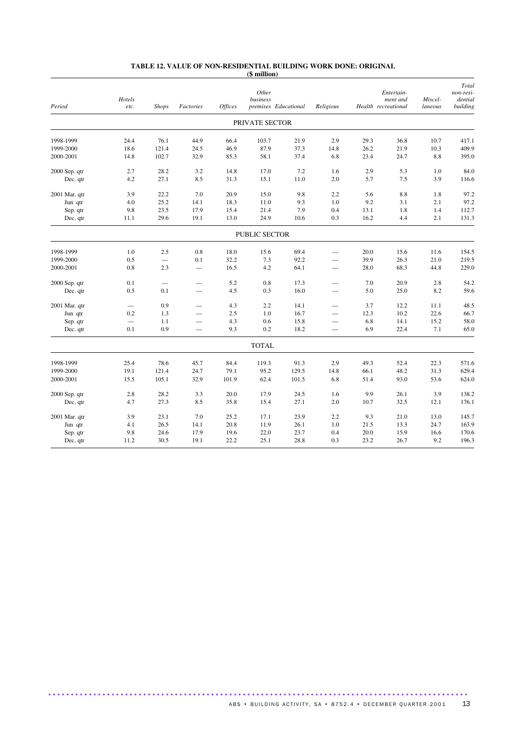**TABLE 12. VALUE OF NON-RESIDENTIAL BUILDING WORK DONE: ORIGINAL**
**($ million)**

| *Period* | *Hotels etc.* | *Shops* | *Factories* | *Offices* | *Other business premises* | *Educational* | *Religious* | *Health* | *Entertainment and recreational* | *Miscellaneous* | *Total non-residential building* |
|---|---|---|---|---|---|---|---|---|---|---|---|
| | | | | | PRIVATE SECTOR | | | | | | |
| 1998-1999 | 24.4 | 76.1 | 44.9 | 66.4 | 103.7 | 21.9 | 2.9 | 29.3 | 36.8 | 10.7 | 417.1 |
| 1999-2000 | 18.6 | 121.4 | 24.5 | 46.9 | 87.9 | 37.3 | 14.8 | 26.2 | 21.9 | 10.3 | 409.9 |
| 2000-2001 | 14.8 | 102.7 | 32.9 | 85.3 | 58.1 | 37.4 | 6.8 | 23.4 | 24.7 | 8.8 | 395.0 |
| 2000 Sep. qtr | 2.7 | 28.2 | 3.2 | 14.8 | 17.0 | 7.2 | 1.6 | 2.9 | 5.3 | 1.0 | 84.0 |
| Dec. qtr | 4.2 | 27.1 | 8.5 | 31.3 | 15.1 | 11.0 | 2.0 | 5.7 | 7.5 | 3.9 | 116.6 |
| 2001 Mar. qtr | 3.9 | 22.2 | 7.0 | 20.9 | 15.0 | 9.8 | 2.2 | 5.6 | 8.8 | 1.8 | 97.2 |
| Jun qtr | 4.0 | 25.2 | 14.1 | 18.3 | 11.0 | 9.3 | 1.0 | 9.2 | 3.1 | 2.1 | 97.2 |
| Sep. qtr | 9.8 | 23.5 | 17.9 | 15.4 | 21.4 | 7.9 | 0.4 | 13.1 | 1.8 | 1.4 | 112.7 |
| Dec. qtr | 11.1 | 29.6 | 19.1 | 13.0 | 24.9 | 10.6 | 0.3 | 16.2 | 4.4 | 2.1 | 131.3 |
| | | | | | PUBLIC SECTOR | | | | | | |
| 1998-1999 | 1.0 | 2.5 | 0.8 | 18.0 | 15.6 | 69.4 | — | 20.0 | 15.6 | 11.6 | 154.5 |
| 1999-2000 | 0.5 | — | 0.1 | 32.2 | 7.3 | 92.2 | — | 39.9 | 26.3 | 21.0 | 219.5 |
| 2000-2001 | 0.8 | 2.3 | — | 16.5 | 4.2 | 64.1 | — | 28.0 | 68.3 | 44.8 | 229.0 |
| 2000 Sep. qtr | 0.1 | — | — | 5.2 | 0.8 | 17.3 | — | 7.0 | 20.9 | 2.8 | 54.2 |
| Dec. qtr | 0.5 | 0.1 | — | 4.5 | 0.3 | 16.0 | — | 5.0 | 25.0 | 8.2 | 59.6 |
| 2001 Mar. qtr | — | 0.9 | — | 4.3 | 2.2 | 14.1 | — | 3.7 | 12.2 | 11.1 | 48.5 |
| Jun qtr | 0.2 | 1.3 | — | 2.5 | 1.0 | 16.7 | — | 12.3 | 10.2 | 22.6 | 66.7 |
| Sep. qtr | — | 1.1 | — | 4.3 | 0.6 | 15.8 | — | 6.8 | 14.1 | 15.2 | 58.0 |
| Dec. qtr | 0.1 | 0.9 | — | 9.3 | 0.2 | 18.2 | — | 6.9 | 22.4 | 7.1 | 65.0 |
| | | | | | TOTAL | | | | | | |
| 1998-1999 | 25.4 | 78.6 | 45.7 | 84.4 | 119.3 | 91.3 | 2.9 | 49.3 | 52.4 | 22.3 | 571.6 |
| 1999-2000 | 19.1 | 121.4 | 24.7 | 79.1 | 95.2 | 129.5 | 14.8 | 66.1 | 48.2 | 31.3 | 629.4 |
| 2000-2001 | 15.5 | 105.1 | 32.9 | 101.9 | 62.4 | 101.5 | 6.8 | 51.4 | 93.0 | 53.6 | 624.0 |
| 2000 Sep. qtr | 2.8 | 28.2 | 3.3 | 20.0 | 17.9 | 24.5 | 1.6 | 9.9 | 26.1 | 3.9 | 138.2 |
| Dec. qtr | 4.7 | 27.3 | 8.5 | 35.8 | 15.4 | 27.1 | 2.0 | 10.7 | 32.5 | 12.1 | 176.1 |
| 2001 Mar. qtr | 3.9 | 23.1 | 7.0 | 25.2 | 17.1 | 23.9 | 2.2 | 9.3 | 21.0 | 13.0 | 145.7 |
| Jun qtr | 4.1 | 26.5 | 14.1 | 20.8 | 11.9 | 26.1 | 1.0 | 21.5 | 13.3 | 24.7 | 163.9 |
| Sep. qtr | 9.8 | 24.6 | 17.9 | 19.6 | 22.0 | 23.7 | 0.4 | 20.0 | 15.9 | 16.6 | 170.6 |
| Dec. qtr | 11.2 | 30.5 | 19.1 | 22.2 | 25.1 | 28.8 | 0.3 | 23.2 | 26.7 | 9.2 | 196.3 |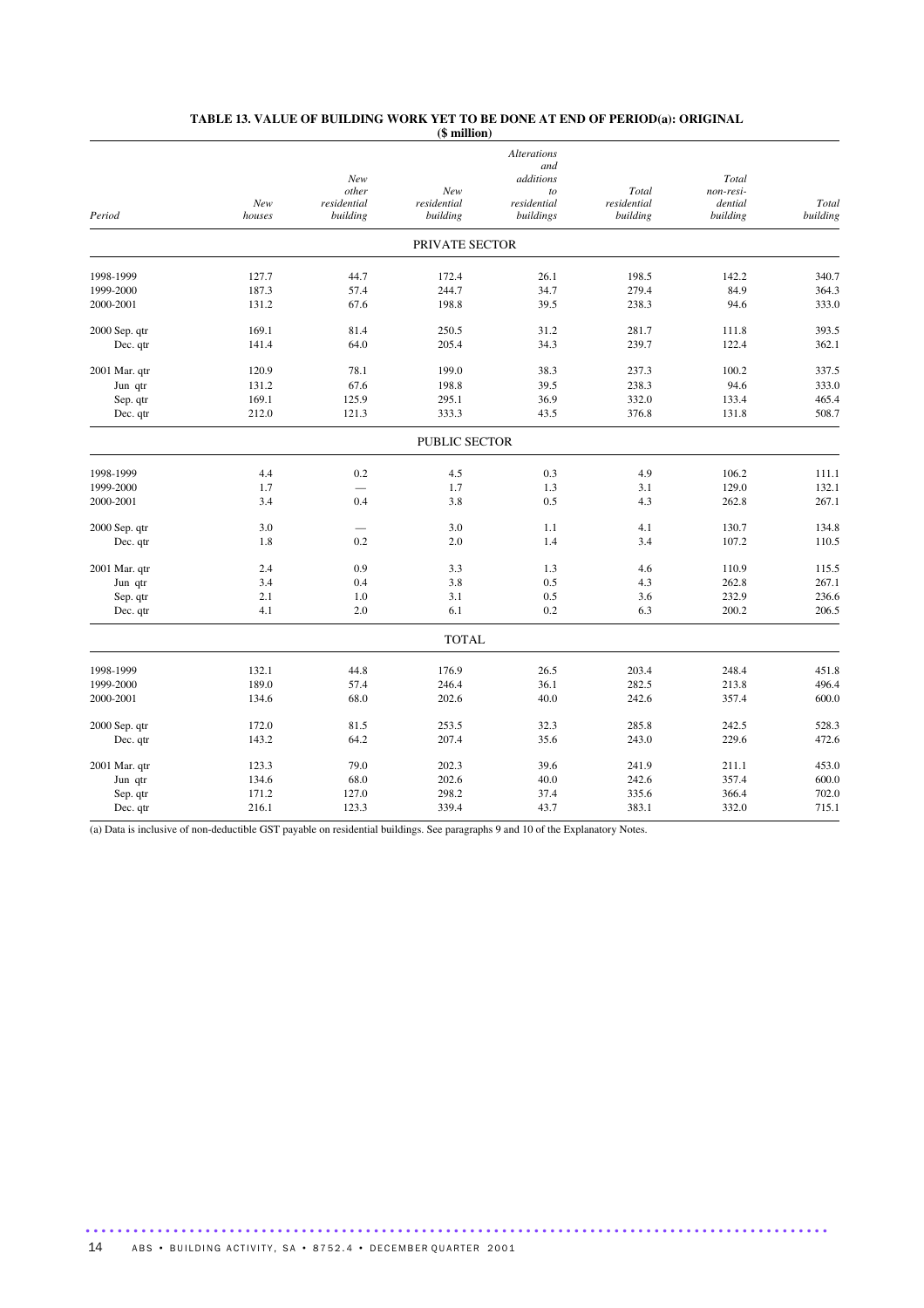**TABLE 13. VALUE OF BUILDING WORK YET TO BE DONE AT END OF PERIOD(a): ORIGINAL**
**($ million)**

| Period | *New houses* | *New other residential building* | *New residential building* | *Alterations and additions to residential buildings* | *Total residential building* | *Total non-residential building* | *Total building* |
|---|---|---|---|---|---|---|---|
| | | | PRIVATE SECTOR | | | | |
| 1998-1999 | 127.7 | 44.7 | 172.4 | 26.1 | 198.5 | 142.2 | 340.7 |
| 1999-2000 | 187.3 | 57.4 | 244.7 | 34.7 | 279.4 | 84.9 | 364.3 |
| 2000-2001 | 131.2 | 67.6 | 198.8 | 39.5 | 238.3 | 94.6 | 333.0 |
| 2000 Sep. qtr | 169.1 | 81.4 | 250.5 | 31.2 | 281.7 | 111.8 | 393.5 |
| Dec. qtr | 141.4 | 64.0 | 205.4 | 34.3 | 239.7 | 122.4 | 362.1 |
| 2001 Mar. qtr | 120.9 | 78.1 | 199.0 | 38.3 | 237.3 | 100.2 | 337.5 |
| Jun qtr | 131.2 | 67.6 | 198.8 | 39.5 | 238.3 | 94.6 | 333.0 |
| Sep. qtr | 169.1 | 125.9 | 295.1 | 36.9 | 332.0 | 133.4 | 465.4 |
| Dec. qtr | 212.0 | 121.3 | 333.3 | 43.5 | 376.8 | 131.8 | 508.7 |
| | | | PUBLIC SECTOR | | | | |
| 1998-1999 | 4.4 | 0.2 | 4.5 | 0.3 | 4.9 | 106.2 | 111.1 |
| 1999-2000 | 1.7 | — | 1.7 | 1.3 | 3.1 | 129.0 | 132.1 |
| 2000-2001 | 3.4 | 0.4 | 3.8 | 0.5 | 4.3 | 262.8 | 267.1 |
| 2000 Sep. qtr | 3.0 | — | 3.0 | 1.1 | 4.1 | 130.7 | 134.8 |
| Dec. qtr | 1.8 | 0.2 | 2.0 | 1.4 | 3.4 | 107.2 | 110.5 |
| 2001 Mar. qtr | 2.4 | 0.9 | 3.3 | 1.3 | 4.6 | 110.9 | 115.5 |
| Jun qtr | 3.4 | 0.4 | 3.8 | 0.5 | 4.3 | 262.8 | 267.1 |
| Sep. qtr | 2.1 | 1.0 | 3.1 | 0.5 | 3.6 | 232.9 | 236.6 |
| Dec. qtr | 4.1 | 2.0 | 6.1 | 0.2 | 6.3 | 200.2 | 206.5 |
| | | | TOTAL | | | | |
| 1998-1999 | 132.1 | 44.8 | 176.9 | 26.5 | 203.4 | 248.4 | 451.8 |
| 1999-2000 | 189.0 | 57.4 | 246.4 | 36.1 | 282.5 | 213.8 | 496.4 |
| 2000-2001 | 134.6 | 68.0 | 202.6 | 40.0 | 242.6 | 357.4 | 600.0 |
| 2000 Sep. qtr | 172.0 | 81.5 | 253.5 | 32.3 | 285.8 | 242.5 | 528.3 |
| Dec. qtr | 143.2 | 64.2 | 207.4 | 35.6 | 243.0 | 229.6 | 472.6 |
| 2001 Mar. qtr | 123.3 | 79.0 | 202.3 | 39.6 | 241.9 | 211.1 | 453.0 |
| Jun qtr | 134.6 | 68.0 | 202.6 | 40.0 | 242.6 | 357.4 | 600.0 |
| Sep. qtr | 171.2 | 127.0 | 298.2 | 37.4 | 335.6 | 366.4 | 702.0 |
| Dec. qtr | 216.1 | 123.3 | 339.4 | 43.7 | 383.1 | 332.0 | 715.1 |

(a) Data is inclusive of non-deductible GST payable on residential buildings. See paragraphs 9 and 10 of the Explanatory Notes.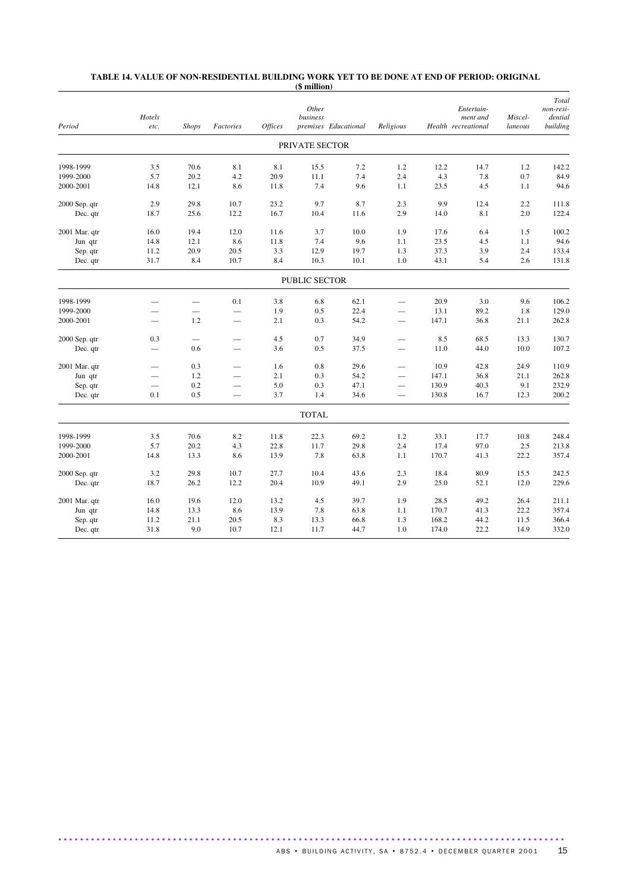**TABLE 14. VALUE OF NON-RESIDENTIAL BUILDING WORK YET TO BE DONE AT END OF PERIOD: ORIGINAL**
**(\$ million)**

| Period | Hotels etc. | Shops | Factories | Offices | Other business premises | Educational | Religious | Health | Entertain-ment and recreational | Miscel-laneous | Total non-resi-dential building |
|---|---|---|---|---|---|---|---|---|---|---|---|
| PRIVATE SECTOR | | | | | | | | | | | |
| 1998-1999 | 3.5 | 70.6 | 8.1 | 8.1 | 15.5 | 7.2 | 1.2 | 12.2 | 14.7 | 1.2 | 142.2 |
| 1999-2000 | 5.7 | 20.2 | 4.2 | 20.9 | 11.1 | 7.4 | 2.4 | 4.3 | 7.8 | 0.7 | 84.9 |
| 2000-2001 | 14.8 | 12.1 | 8.6 | 11.8 | 7.4 | 9.6 | 1.1 | 23.5 | 4.5 | 1.1 | 94.6 |
| 2000 Sep. qtr | 2.9 | 29.8 | 10.7 | 23.2 | 9.7 | 8.7 | 2.3 | 9.9 | 12.4 | 2.2 | 111.8 |
| Dec. qtr | 18.7 | 25.6 | 12.2 | 16.7 | 10.4 | 11.6 | 2.9 | 14.0 | 8.1 | 2.0 | 122.4 |
| 2001 Mar. qtr | 16.0 | 19.4 | 12.0 | 11.6 | 3.7 | 10.0 | 1.9 | 17.6 | 6.4 | 1.5 | 100.2 |
| Jun qtr | 14.8 | 12.1 | 8.6 | 11.8 | 7.4 | 9.6 | 1.1 | 23.5 | 4.5 | 1.1 | 94.6 |
| Sep. qtr | 11.2 | 20.9 | 20.5 | 3.3 | 12.9 | 19.7 | 1.3 | 37.3 | 3.9 | 2.4 | 133.4 |
| Dec. qtr | 31.7 | 8.4 | 10.7 | 8.4 | 10.3 | 10.1 | 1.0 | 43.1 | 5.4 | 2.6 | 131.8 |
| PUBLIC SECTOR | | | | | | | | | | | |
| 1998-1999 | — | — | 0.1 | 3.8 | 6.8 | 62.1 | — | 20.9 | 3.0 | 9.6 | 106.2 |
| 1999-2000 | — | — | — | 1.9 | 0.5 | 22.4 | — | 13.1 | 89.2 | 1.8 | 129.0 |
| 2000-2001 | — | 1.2 | — | 2.1 | 0.3 | 54.2 | — | 147.1 | 36.8 | 21.1 | 262.8 |
| 2000 Sep. qtr | 0.3 | — | — | 4.5 | 0.7 | 34.9 | — | 8.5 | 68.5 | 13.3 | 130.7 |
| Dec. qtr | — | 0.6 | — | 3.6 | 0.5 | 37.5 | — | 11.0 | 44.0 | 10.0 | 107.2 |
| 2001 Mar. qtr | — | 0.3 | — | 1.6 | 0.8 | 29.6 | — | 10.9 | 42.8 | 24.9 | 110.9 |
| Jun qtr | — | 1.2 | — | 2.1 | 0.3 | 54.2 | — | 147.1 | 36.8 | 21.1 | 262.8 |
| Sep. qtr | — | 0.2 | — | 5.0 | 0.3 | 47.1 | — | 130.9 | 40.3 | 9.1 | 232.9 |
| Dec. qtr | 0.1 | 0.5 | — | 3.7 | 1.4 | 34.6 | — | 130.8 | 16.7 | 12.3 | 200.2 |
| TOTAL | | | | | | | | | | | |
| 1998-1999 | 3.5 | 70.6 | 8.2 | 11.8 | 22.3 | 69.2 | 1.2 | 33.1 | 17.7 | 10.8 | 248.4 |
| 1999-2000 | 5.7 | 20.2 | 4.3 | 22.8 | 11.7 | 29.8 | 2.4 | 17.4 | 97.0 | 2.5 | 213.8 |
| 2000-2001 | 14.8 | 13.3 | 8.6 | 13.9 | 7.8 | 63.8 | 1.1 | 170.7 | 41.3 | 22.2 | 357.4 |
| 2000 Sep. qtr | 3.2 | 29.8 | 10.7 | 27.7 | 10.4 | 43.6 | 2.3 | 18.4 | 80.9 | 15.5 | 242.5 |
| Dec. qtr | 18.7 | 26.2 | 12.2 | 20.4 | 10.9 | 49.1 | 2.9 | 25.0 | 52.1 | 12.0 | 229.6 |
| 2001 Mar. qtr | 16.0 | 19.6 | 12.0 | 13.2 | 4.5 | 39.7 | 1.9 | 28.5 | 49.2 | 26.4 | 211.1 |
| Jun qtr | 14.8 | 13.3 | 8.6 | 13.9 | 7.8 | 63.8 | 1.1 | 170.7 | 41.3 | 22.2 | 357.4 |
| Sep. qtr | 11.2 | 21.1 | 20.5 | 8.3 | 13.3 | 66.8 | 1.3 | 168.2 | 44.2 | 11.5 | 366.4 |
| Dec. qtr | 31.8 | 9.0 | 10.7 | 12.1 | 11.7 | 44.7 | 1.0 | 174.0 | 22.2 | 14.9 | 332.0 |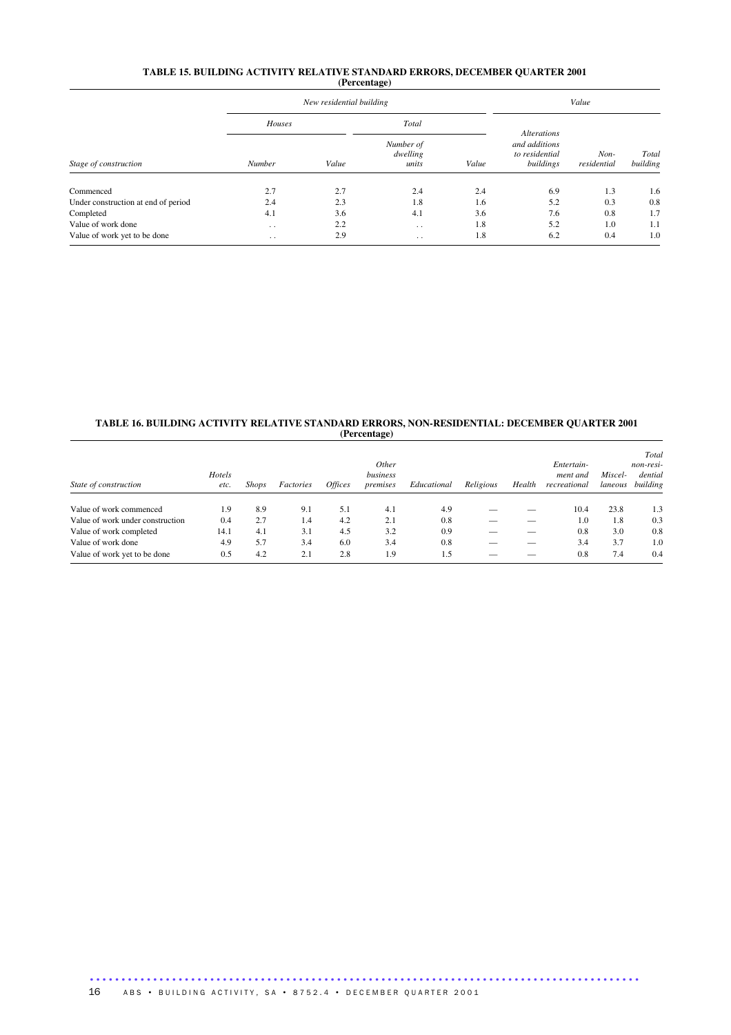## TABLE 15. BUILDING ACTIVITY RELATIVE STANDARD ERRORS, DECEMBER QUARTER 2001 (Percentage)

| Stage of construction | *New residential building* | | | | *Value* | | |
|---|---|---|---|---|---|---|---|
| | *Houses* | | *Total* | | | | |
| | *Number* | *Value* | *Number of dwelling units* | *Value* | *Alterations and additions to residential buildings* | *Non-residential* | *Total building* |
| Commenced | 2.7 | 2.7 | 2.4 | 2.4 | 6.9 | 1.3 | 1.6 |
| Under construction at end of period | 2.4 | 2.3 | 1.8 | 1.6 | 5.2 | 0.3 | 0.8 |
| Completed | 4.1 | 3.6 | 4.1 | 3.6 | 7.6 | 0.8 | 1.7 |
| Value of work done | . . | 2.2 | . . | 1.8 | 5.2 | 1.0 | 1.1 |
| Value of work yet to be done | . . | 2.9 | . . | 1.8 | 6.2 | 0.4 | 1.0 |

## TABLE 16. BUILDING ACTIVITY RELATIVE STANDARD ERRORS, NON-RESIDENTIAL: DECEMBER QUARTER 2001 (Percentage)

| State of construction | *Hotels etc.* | *Shops* | *Factories* | *Offices* | *Other business premises* | *Educational* | *Religious* | *Health* | *Entertain-ment and recreational* | *Miscel-laneous* | *Total non-resi-dential building* |
|---|---|---|---|---|---|---|---|---|---|---|---|
| Value of work commenced | 1.9 | 8.9 | 9.1 | 5.1 | 4.1 | 4.9 | — | — | 10.4 | 23.8 | 1.3 |
| Value of work under construction | 0.4 | 2.7 | 1.4 | 4.2 | 2.1 | 0.8 | — | — | 1.0 | 1.8 | 0.3 |
| Value of work completed | 14.1 | 4.1 | 3.1 | 4.5 | 3.2 | 0.9 | — | — | 0.8 | 3.0 | 0.8 |
| Value of work done | 4.9 | 5.7 | 3.4 | 6.0 | 3.4 | 0.8 | — | — | 3.4 | 3.7 | 1.0 |
| Value of work yet to be done | 0.5 | 4.2 | 2.1 | 2.8 | 1.9 | 1.5 | — | — | 0.8 | 7.4 | 0.4 |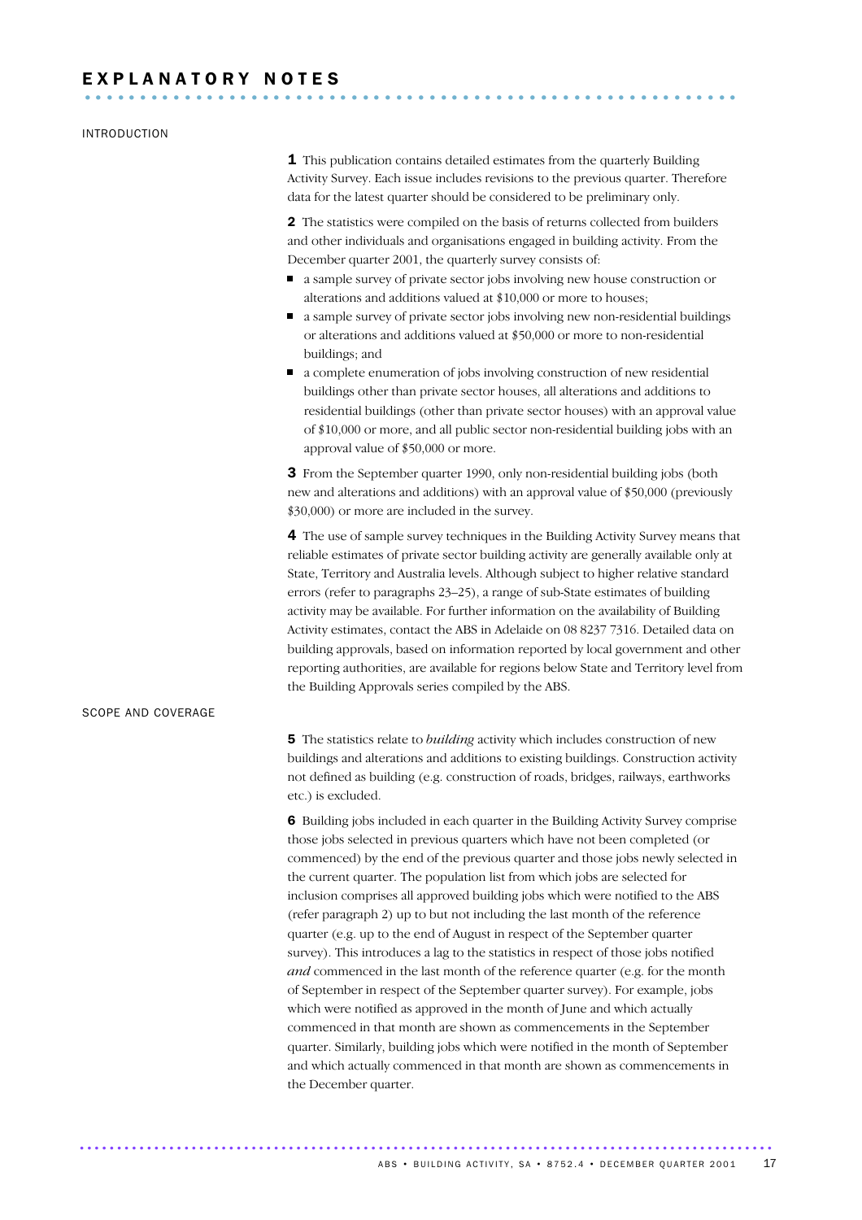# EXPLANATORY NOTES

## INTRODUCTION

**1** This publication contains detailed estimates from the quarterly Building Activity Survey. Each issue includes revisions to the previous quarter. Therefore data for the latest quarter should be considered to be preliminary only.

**2** The statistics were compiled on the basis of returns collected from builders and other individuals and organisations engaged in building activity. From the December quarter 2001, the quarterly survey consists of:

- a sample survey of private sector jobs involving new house construction or alterations and additions valued at $10,000 or more to houses;
- a sample survey of private sector jobs involving new non-residential buildings or alterations and additions valued at $50,000 or more to non-residential buildings; and
- a complete enumeration of jobs involving construction of new residential buildings other than private sector houses, all alterations and additions to residential buildings (other than private sector houses) with an approval value of $10,000 or more, and all public sector non-residential building jobs with an approval value of $50,000 or more.

**3** From the September quarter 1990, only non-residential building jobs (both new and alterations and additions) with an approval value of $50,000 (previously $30,000) or more are included in the survey.

**4** The use of sample survey techniques in the Building Activity Survey means that reliable estimates of private sector building activity are generally available only at State, Territory and Australia levels. Although subject to higher relative standard errors (refer to paragraphs 23–25), a range of sub-State estimates of building activity may be available. For further information on the availability of Building Activity estimates, contact the ABS in Adelaide on 08 8237 7316. Detailed data on building approvals, based on information reported by local government and other reporting authorities, are available for regions below State and Territory level from the Building Approvals series compiled by the ABS.

## SCOPE AND COVERAGE

**5** The statistics relate to *building* activity which includes construction of new buildings and alterations and additions to existing buildings. Construction activity not defined as building (e.g. construction of roads, bridges, railways, earthworks etc.) is excluded.

**6** Building jobs included in each quarter in the Building Activity Survey comprise those jobs selected in previous quarters which have not been completed (or commenced) by the end of the previous quarter and those jobs newly selected in the current quarter. The population list from which jobs are selected for inclusion comprises all approved building jobs which were notified to the ABS (refer paragraph 2) up to but not including the last month of the reference quarter (e.g. up to the end of August in respect of the September quarter survey). This introduces a lag to the statistics in respect of those jobs notified *and* commenced in the last month of the reference quarter (e.g. for the month of September in respect of the September quarter survey). For example, jobs which were notified as approved in the month of June and which actually commenced in that month are shown as commencements in the September quarter. Similarly, building jobs which were notified in the month of September and which actually commenced in that month are shown as commencements in the December quarter.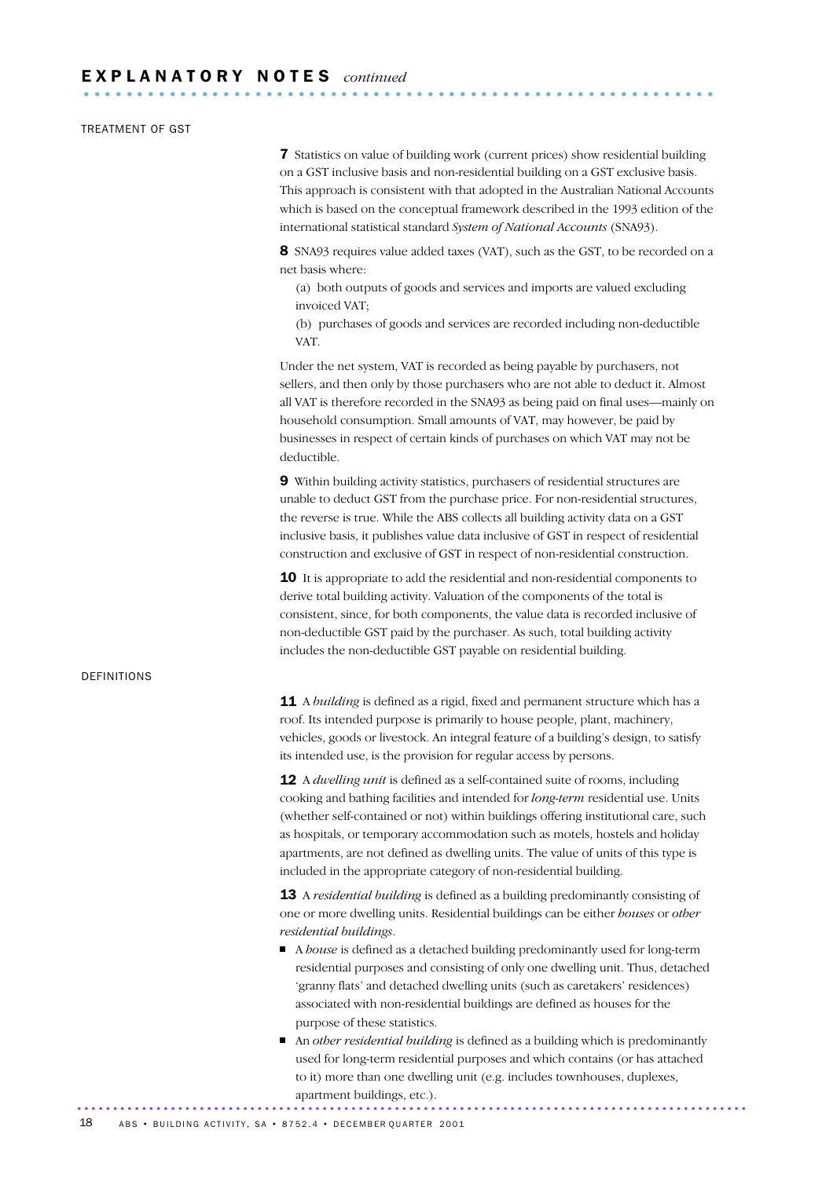## EXPLANATORY NOTES *continued*

### TREATMENT OF GST

**7** Statistics on value of building work (current prices) show residential building on a GST inclusive basis and non-residential building on a GST exclusive basis. This approach is consistent with that adopted in the Australian National Accounts which is based on the conceptual framework described in the 1993 edition of the international statistical standard *System of National Accounts* (SNA93).

**8** SNA93 requires value added taxes (VAT), such as the GST, to be recorded on a net basis where:

(a) both outputs of goods and services and imports are valued excluding invoiced VAT;

(b) purchases of goods and services are recorded including non-deductible VAT.

Under the net system, VAT is recorded as being payable by purchasers, not sellers, and then only by those purchasers who are not able to deduct it. Almost all VAT is therefore recorded in the SNA93 as being paid on final uses—mainly on household consumption. Small amounts of VAT, may however, be paid by businesses in respect of certain kinds of purchases on which VAT may not be deductible.

**9** Within building activity statistics, purchasers of residential structures are unable to deduct GST from the purchase price. For non-residential structures, the reverse is true. While the ABS collects all building activity data on a GST inclusive basis, it publishes value data inclusive of GST in respect of residential construction and exclusive of GST in respect of non-residential construction.

**10** It is appropriate to add the residential and non-residential components to derive total building activity. Valuation of the components of the total is consistent, since, for both components, the value data is recorded inclusive of non-deductible GST paid by the purchaser. As such, total building activity includes the non-deductible GST payable on residential building.

### DEFINITIONS

**11** A *building* is defined as a rigid, fixed and permanent structure which has a roof. Its intended purpose is primarily to house people, plant, machinery, vehicles, goods or livestock. An integral feature of a building's design, to satisfy its intended use, is the provision for regular access by persons.

**12** A *dwelling unit* is defined as a self-contained suite of rooms, including cooking and bathing facilities and intended for *long-term* residential use. Units (whether self-contained or not) within buildings offering institutional care, such as hospitals, or temporary accommodation such as motels, hostels and holiday apartments, are not defined as dwelling units. The value of units of this type is included in the appropriate category of non-residential building.

**13** A *residential building* is defined as a building predominantly consisting of one or more dwelling units. Residential buildings can be either *houses* or *other residential buildings*.

- A *house* is defined as a detached building predominantly used for long-term residential purposes and consisting of only one dwelling unit. Thus, detached 'granny flats' and detached dwelling units (such as caretakers' residences) associated with non-residential buildings are defined as houses for the purpose of these statistics.
- An *other residential building* is defined as a building which is predominantly used for long-term residential purposes and which contains (or has attached to it) more than one dwelling unit (e.g. includes townhouses, duplexes, apartment buildings, etc.).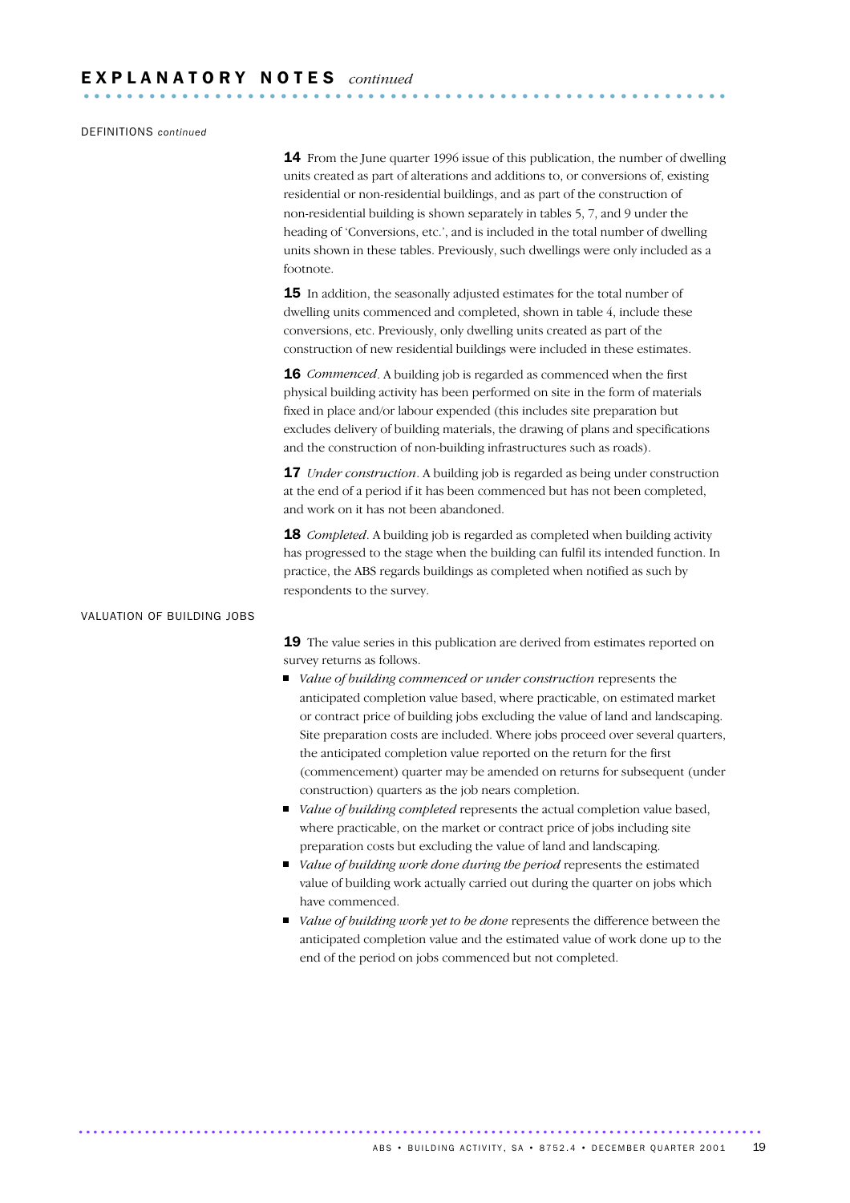## EXPLANATORY NOTES *continued*

DEFINITIONS *continued*

**14** From the June quarter 1996 issue of this publication, the number of dwelling units created as part of alterations and additions to, or conversions of, existing residential or non-residential buildings, and as part of the construction of non-residential building is shown separately in tables 5, 7, and 9 under the heading of 'Conversions, etc.', and is included in the total number of dwelling units shown in these tables. Previously, such dwellings were only included as a footnote.

**15** In addition, the seasonally adjusted estimates for the total number of dwelling units commenced and completed, shown in table 4, include these conversions, etc. Previously, only dwelling units created as part of the construction of new residential buildings were included in these estimates.

**16** *Commenced*. A building job is regarded as commenced when the first physical building activity has been performed on site in the form of materials fixed in place and/or labour expended (this includes site preparation but excludes delivery of building materials, the drawing of plans and specifications and the construction of non-building infrastructures such as roads).

**17** *Under construction*. A building job is regarded as being under construction at the end of a period if it has been commenced but has not been completed, and work on it has not been abandoned.

**18** *Completed*. A building job is regarded as completed when building activity has progressed to the stage when the building can fulfil its intended function. In practice, the ABS regards buildings as completed when notified as such by respondents to the survey.

VALUATION OF BUILDING JOBS

**19** The value series in this publication are derived from estimates reported on survey returns as follows.

- *Value of building commenced or under construction* represents the anticipated completion value based, where practicable, on estimated market or contract price of building jobs excluding the value of land and landscaping. Site preparation costs are included. Where jobs proceed over several quarters, the anticipated completion value reported on the return for the first (commencement) quarter may be amended on returns for subsequent (under construction) quarters as the job nears completion.
- *Value of building completed* represents the actual completion value based, where practicable, on the market or contract price of jobs including site preparation costs but excluding the value of land and landscaping.
- *Value of building work done during the period* represents the estimated value of building work actually carried out during the quarter on jobs which have commenced.
- *Value of building work yet to be done* represents the difference between the anticipated completion value and the estimated value of work done up to the end of the period on jobs commenced but not completed.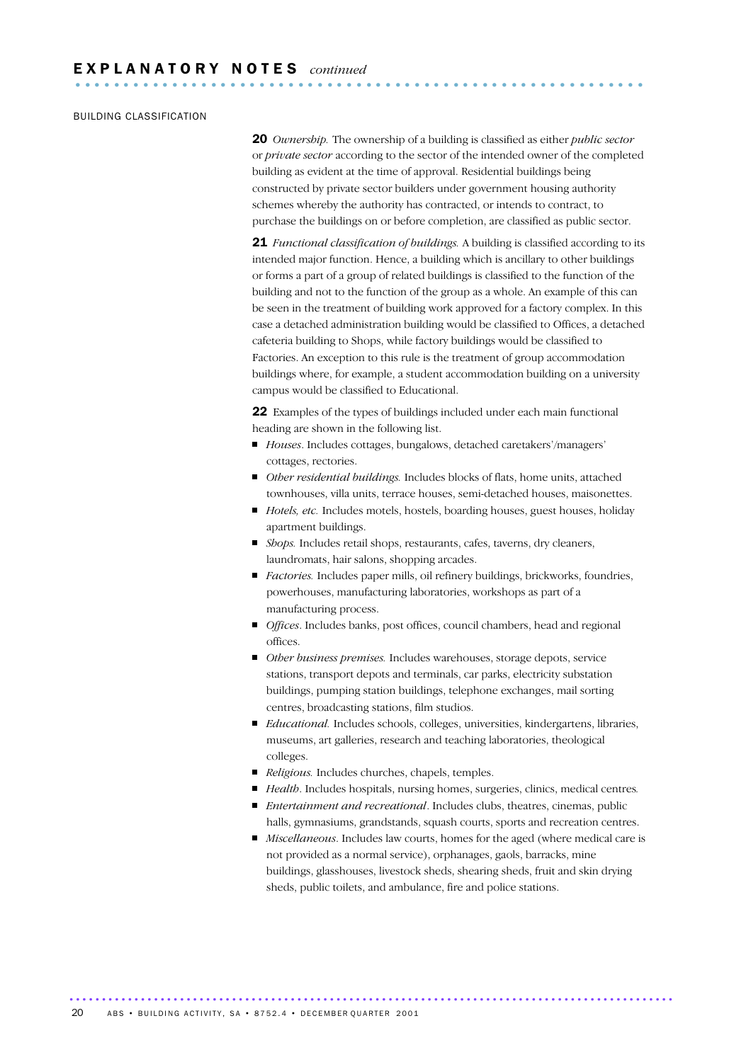## EXPLANATORY NOTES *continued*

### BUILDING CLASSIFICATION

**20** *Ownership.* The ownership of a building is classified as either *public sector* or *private sector* according to the sector of the intended owner of the completed building as evident at the time of approval. Residential buildings being constructed by private sector builders under government housing authority schemes whereby the authority has contracted, or intends to contract, to purchase the buildings on or before completion, are classified as public sector.

**21** *Functional classification of buildings.* A building is classified according to its intended major function. Hence, a building which is ancillary to other buildings or forms a part of a group of related buildings is classified to the function of the building and not to the function of the group as a whole. An example of this can be seen in the treatment of building work approved for a factory complex. In this case a detached administration building would be classified to Offices, a detached cafeteria building to Shops, while factory buildings would be classified to Factories. An exception to this rule is the treatment of group accommodation buildings where, for example, a student accommodation building on a university campus would be classified to Educational.

**22** Examples of the types of buildings included under each main functional heading are shown in the following list.

- *Houses*. Includes cottages, bungalows, detached caretakers'/managers' cottages, rectories.
- *Other residential buildings.* Includes blocks of flats, home units, attached townhouses, villa units, terrace houses, semi-detached houses, maisonettes.
- *Hotels, etc.* Includes motels, hostels, boarding houses, guest houses, holiday apartment buildings.
- *Shops.* Includes retail shops, restaurants, cafes, taverns, dry cleaners, laundromats, hair salons, shopping arcades.
- *Factories.* Includes paper mills, oil refinery buildings, brickworks, foundries, powerhouses, manufacturing laboratories, workshops as part of a manufacturing process.
- *Offices*. Includes banks, post offices, council chambers, head and regional offices.
- *Other business premises.* Includes warehouses, storage depots, service stations, transport depots and terminals, car parks, electricity substation buildings, pumping station buildings, telephone exchanges, mail sorting centres, broadcasting stations, film studios.
- *Educational.* Includes schools, colleges, universities, kindergartens, libraries, museums, art galleries, research and teaching laboratories, theological colleges.
- *Religious.* Includes churches, chapels, temples.
- *Health*. Includes hospitals, nursing homes, surgeries, clinics, medical centres.
- *Entertainment and recreational*. Includes clubs, theatres, cinemas, public halls, gymnasiums, grandstands, squash courts, sports and recreation centres.
- *Miscellaneous*. Includes law courts, homes for the aged (where medical care is not provided as a normal service), orphanages, gaols, barracks, mine buildings, glasshouses, livestock sheds, shearing sheds, fruit and skin drying sheds, public toilets, and ambulance, fire and police stations.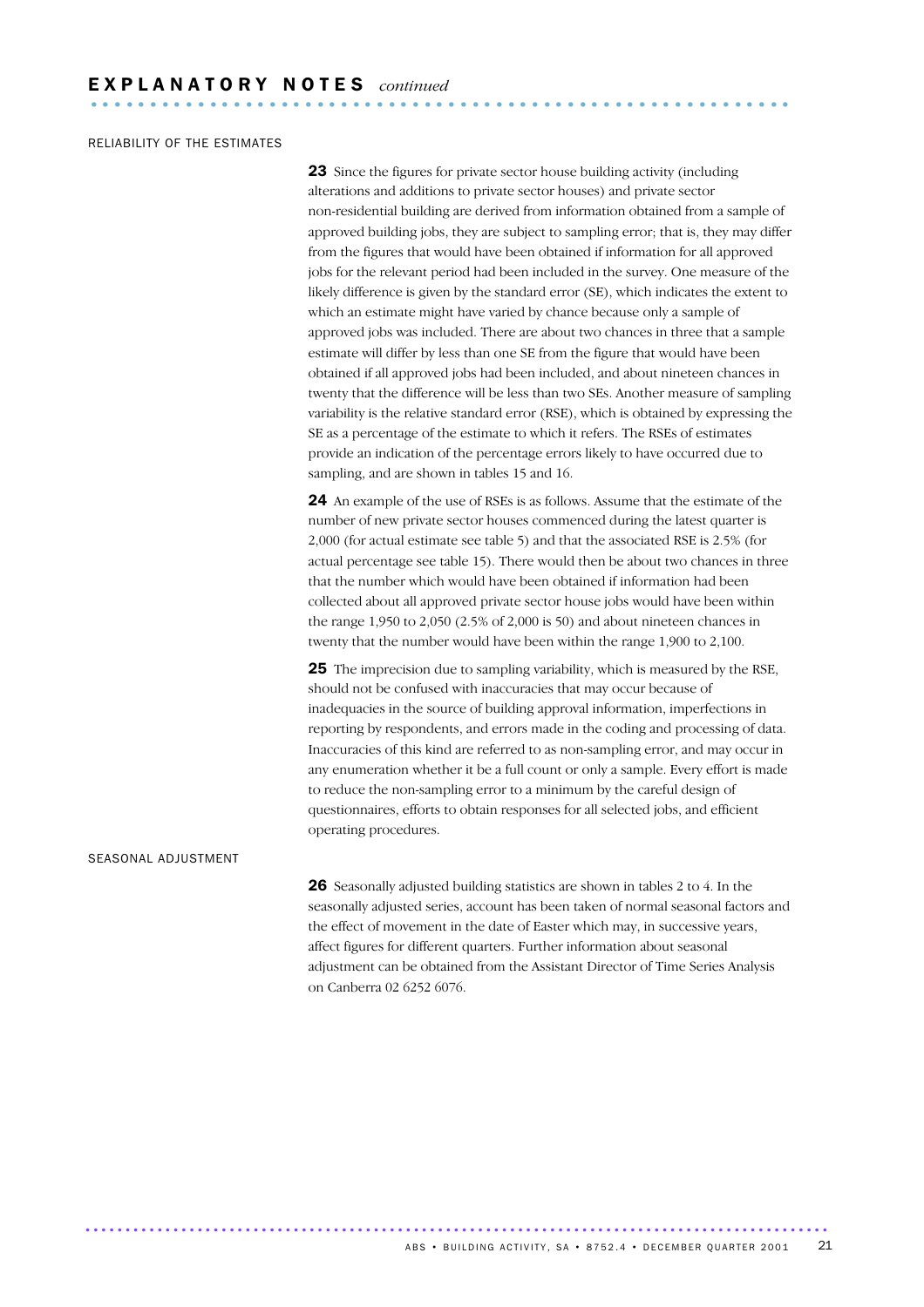## EXPLANATORY NOTES *continued*

### RELIABILITY OF THE ESTIMATES

**23** Since the figures for private sector house building activity (including alterations and additions to private sector houses) and private sector non-residential building are derived from information obtained from a sample of approved building jobs, they are subject to sampling error; that is, they may differ from the figures that would have been obtained if information for all approved jobs for the relevant period had been included in the survey. One measure of the likely difference is given by the standard error (SE), which indicates the extent to which an estimate might have varied by chance because only a sample of approved jobs was included. There are about two chances in three that a sample estimate will differ by less than one SE from the figure that would have been obtained if all approved jobs had been included, and about nineteen chances in twenty that the difference will be less than two SEs. Another measure of sampling variability is the relative standard error (RSE), which is obtained by expressing the SE as a percentage of the estimate to which it refers. The RSEs of estimates provide an indication of the percentage errors likely to have occurred due to sampling, and are shown in tables 15 and 16.

**24** An example of the use of RSEs is as follows. Assume that the estimate of the number of new private sector houses commenced during the latest quarter is 2,000 (for actual estimate see table 5) and that the associated RSE is 2.5% (for actual percentage see table 15). There would then be about two chances in three that the number which would have been obtained if information had been collected about all approved private sector house jobs would have been within the range 1,950 to 2,050 (2.5% of 2,000 is 50) and about nineteen chances in twenty that the number would have been within the range 1,900 to 2,100.

**25** The imprecision due to sampling variability, which is measured by the RSE, should not be confused with inaccuracies that may occur because of inadequacies in the source of building approval information, imperfections in reporting by respondents, and errors made in the coding and processing of data. Inaccuracies of this kind are referred to as non-sampling error, and may occur in any enumeration whether it be a full count or only a sample. Every effort is made to reduce the non-sampling error to a minimum by the careful design of questionnaires, efforts to obtain responses for all selected jobs, and efficient operating procedures.

### SEASONAL ADJUSTMENT

**26** Seasonally adjusted building statistics are shown in tables 2 to 4. In the seasonally adjusted series, account has been taken of normal seasonal factors and the effect of movement in the date of Easter which may, in successive years, affect figures for different quarters. Further information about seasonal adjustment can be obtained from the Assistant Director of Time Series Analysis on Canberra 02 6252 6076.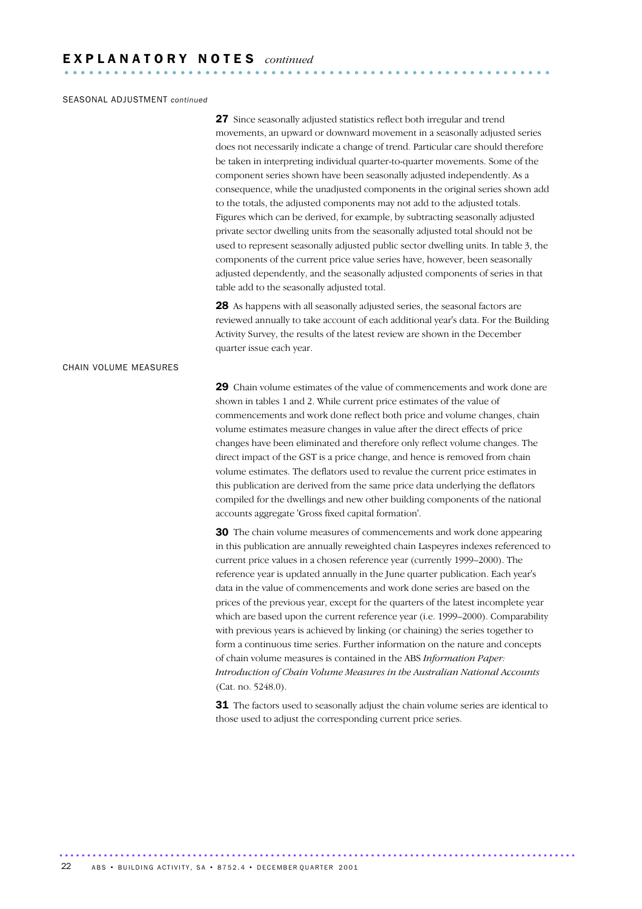# EXPLANATORY NOTES *continued*

## SEASONAL ADJUSTMENT *continued*

**27** Since seasonally adjusted statistics reflect both irregular and trend movements, an upward or downward movement in a seasonally adjusted series does not necessarily indicate a change of trend. Particular care should therefore be taken in interpreting individual quarter-to-quarter movements. Some of the component series shown have been seasonally adjusted independently. As a consequence, while the unadjusted components in the original series shown add to the totals, the adjusted components may not add to the adjusted totals. Figures which can be derived, for example, by subtracting seasonally adjusted private sector dwelling units from the seasonally adjusted total should not be used to represent seasonally adjusted public sector dwelling units. In table 3, the components of the current price value series have, however, been seasonally adjusted dependently, and the seasonally adjusted components of series in that table add to the seasonally adjusted total.

**28** As happens with all seasonally adjusted series, the seasonal factors are reviewed annually to take account of each additional year's data. For the Building Activity Survey, the results of the latest review are shown in the December quarter issue each year.

## CHAIN VOLUME MEASURES

**29** Chain volume estimates of the value of commencements and work done are shown in tables 1 and 2. While current price estimates of the value of commencements and work done reflect both price and volume changes, chain volume estimates measure changes in value after the direct effects of price changes have been eliminated and therefore only reflect volume changes. The direct impact of the GST is a price change, and hence is removed from chain volume estimates. The deflators used to revalue the current price estimates in this publication are derived from the same price data underlying the deflators compiled for the dwellings and new other building components of the national accounts aggregate 'Gross fixed capital formation'.

**30** The chain volume measures of commencements and work done appearing in this publication are annually reweighted chain Laspeyres indexes referenced to current price values in a chosen reference year (currently 1999–2000). The reference year is updated annually in the June quarter publication. Each year's data in the value of commencements and work done series are based on the prices of the previous year, except for the quarters of the latest incomplete year which are based upon the current reference year (i.e. 1999–2000). Comparability with previous years is achieved by linking (or chaining) the series together to form a continuous time series. Further information on the nature and concepts of chain volume measures is contained in the ABS *Information Paper: Introduction of Chain Volume Measures in the Australian National Accounts* (Cat. no. 5248.0).

**31** The factors used to seasonally adjust the chain volume series are identical to those used to adjust the corresponding current price series.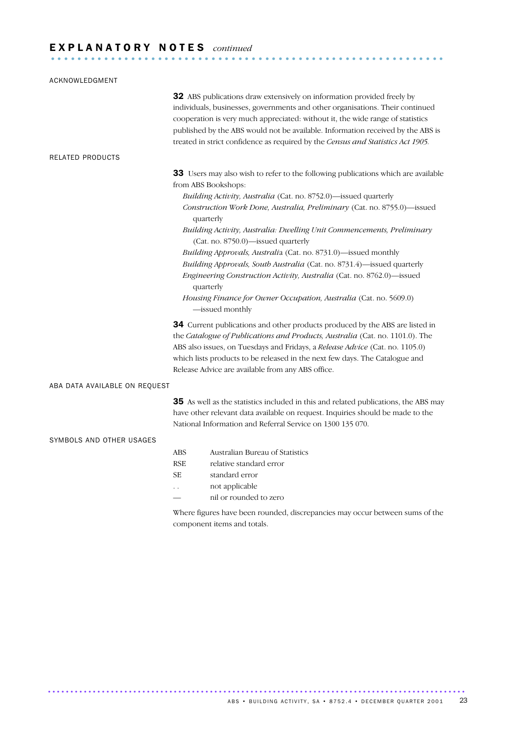## EXPLANATORY NOTES *continued*

### ACKNOWLEDGMENT

**32** ABS publications draw extensively on information provided freely by individuals, businesses, governments and other organisations. Their continued cooperation is very much appreciated: without it, the wide range of statistics published by the ABS would not be available. Information received by the ABS is treated in strict confidence as required by the *Census and Statistics Act 1905.*

### RELATED PRODUCTS

**33** Users may also wish to refer to the following publications which are available from ABS Bookshops:

- *Building Activity, Australia* (Cat. no. 8752.0)—issued quarterly
- *Construction Work Done, Australia, Preliminary* (Cat. no. 8755.0)—issued quarterly
- *Building Activity, Australia: Dwelling Unit Commencements, Preliminary* (Cat. no. 8750.0)—issued quarterly
- *Building Approvals, Australi*a (Cat. no. 8731.0)—issued monthly
- *Building Approvals, South Australia* (Cat. no. 8731.4)—issued quarterly
- *Engineering Construction Activity, Australia* (Cat. no. 8762.0)—issued quarterly
- *Housing Finance for Owner Occupation, Australia* (Cat. no. 5609.0) —issued monthly

**34** Current publications and other products produced by the ABS are listed in the *Catalogue of Publications and Products, Australia* (Cat. no. 1101.0). The ABS also issues, on Tuesdays and Fridays, a *Release Advice* (Cat. no. 1105.0) which lists products to be released in the next few days. The Catalogue and Release Advice are available from any ABS office.

### ABA DATA AVAILABLE ON REQUEST

**35** As well as the statistics included in this and related publications, the ABS may have other relevant data available on request. Inquiries should be made to the National Information and Referral Service on 1300 135 070.

### SYMBOLS AND OTHER USAGES

| | |
|---|---|
| ABS | Australian Bureau of Statistics |
| RSE | relative standard error |
| SE | standard error |
| . . | not applicable |
| — | nil or rounded to zero |

Where figures have been rounded, discrepancies may occur between sums of the component items and totals.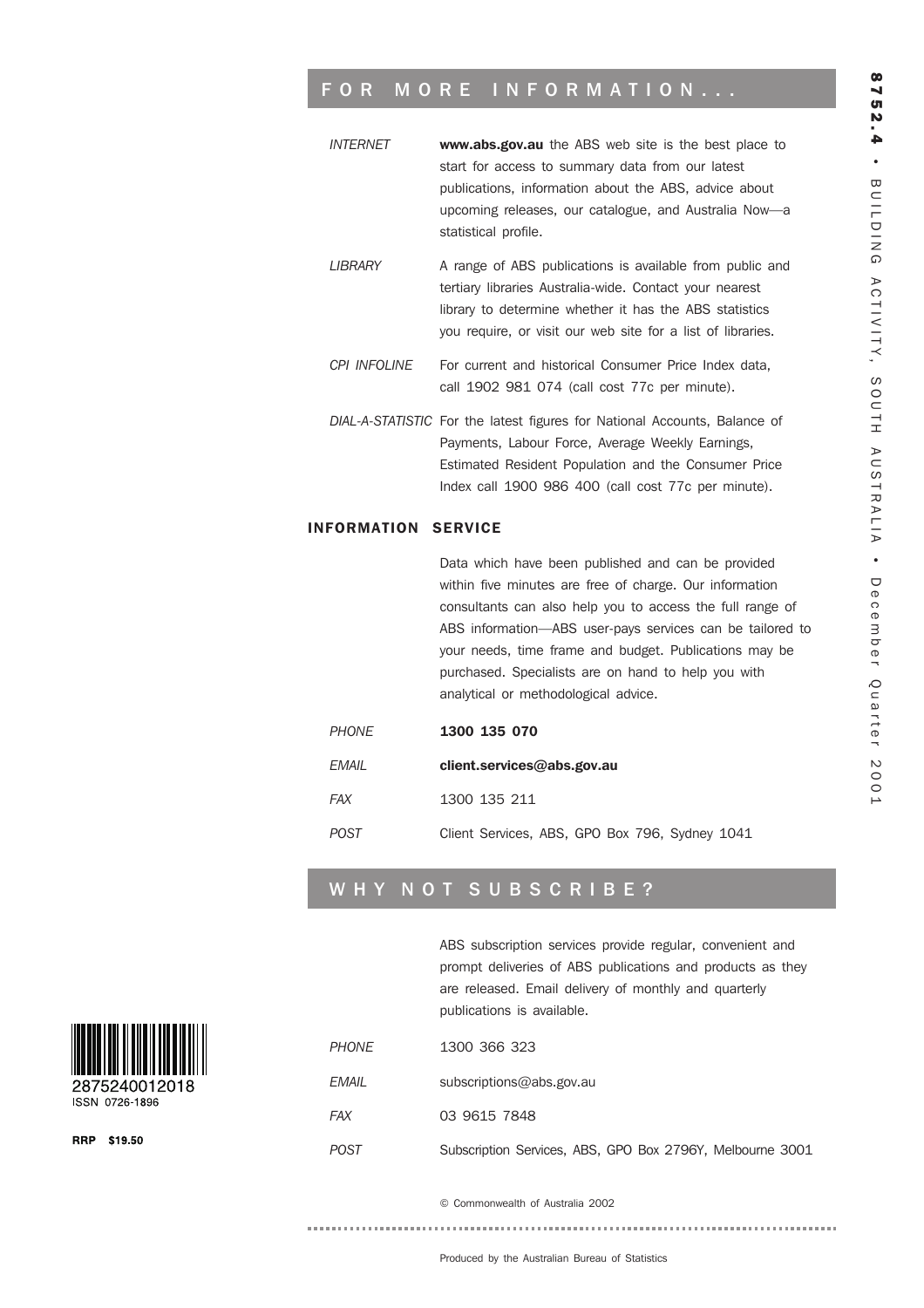## FOR MORE INFORMATION...

*INTERNET* **www.abs.gov.au** the ABS web site is the best place to start for access to summary data from our latest publications, information about the ABS, advice about upcoming releases, our catalogue, and Australia Now—a statistical profile.

*LIBRARY* A range of ABS publications is available from public and tertiary libraries Australia-wide. Contact your nearest library to determine whether it has the ABS statistics you require, or visit our web site for a list of libraries.

*CPI INFOLINE* For current and historical Consumer Price Index data, call 1902 981 074 (call cost 77c per minute).

*DIAL-A-STATISTIC* For the latest figures for National Accounts, Balance of Payments, Labour Force, Average Weekly Earnings, Estimated Resident Population and the Consumer Price Index call 1900 986 400 (call cost 77c per minute).

### INFORMATION SERVICE

Data which have been published and can be provided within five minutes are free of charge. Our information consultants can also help you to access the full range of ABS information—ABS user-pays services can be tailored to your needs, time frame and budget. Publications may be purchased. Specialists are on hand to help you with analytical or methodological advice.

*PHONE* **1300 135 070**

*EMAIL* **client.services@abs.gov.au**

*FAX* 1300 135 211

*POST* Client Services, ABS, GPO Box 796, Sydney 1041

## WHY NOT SUBSCRIBE?

ABS subscription services provide regular, convenient and prompt deliveries of ABS publications and products as they are released. Email delivery of monthly and quarterly publications is available.

*PHONE* 1300 366 323

*EMAIL* subscriptions@abs.gov.au

*FAX* 03 9615 7848

*POST* Subscription Services, ABS, GPO Box 2796Y, Melbourne 3001

© Commonwealth of Australia 2002

Produced by the Australian Bureau of Statistics

2875240012018
ISSN 0726-1896

**RRP $19.50**

**8752.4** • BUILDING ACTIVITY, SOUTH AUSTRALIA • December Quarter 2001